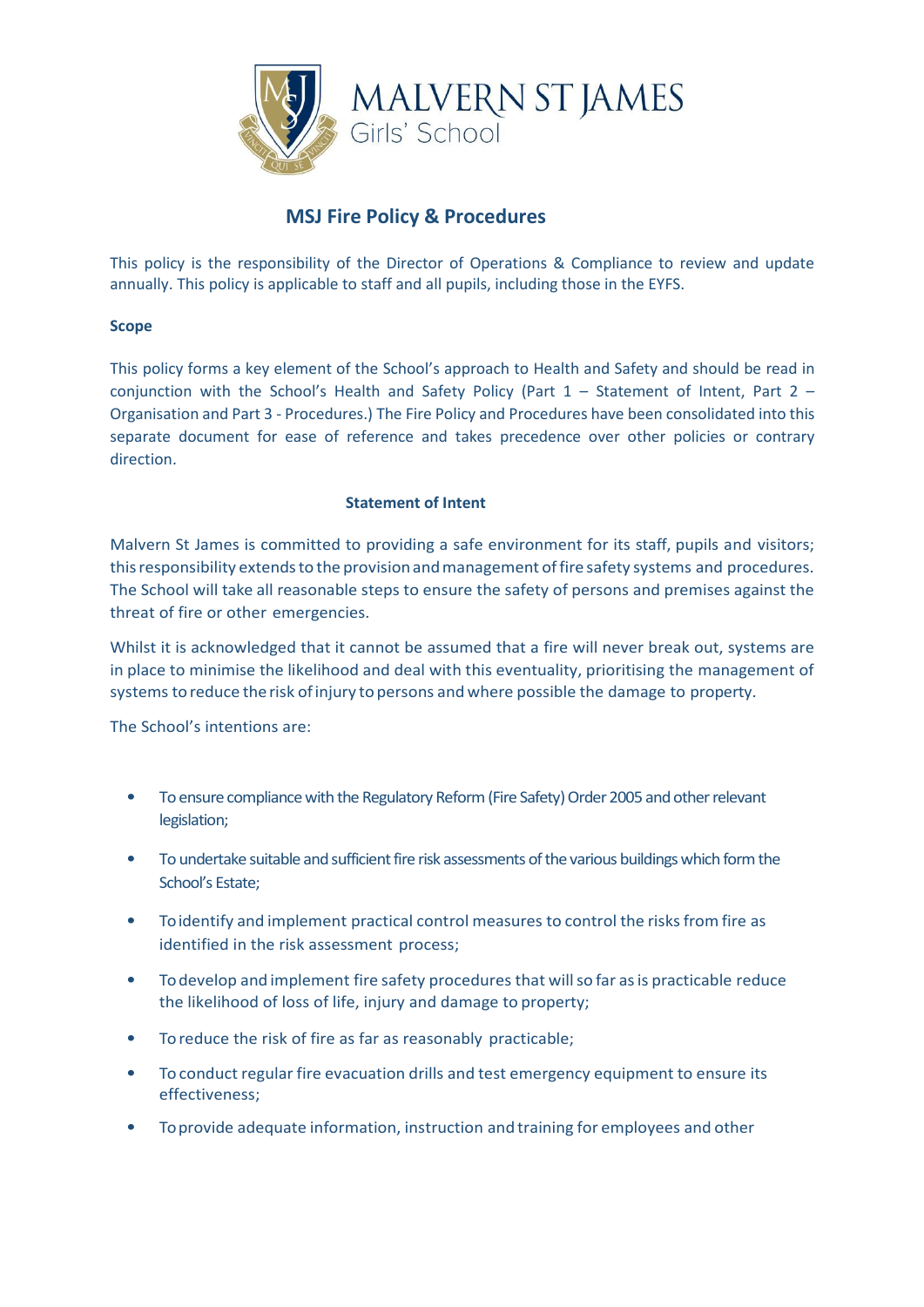MALVERN ST JAMES
Girls' School

# MSJ Fire Policy & Procedures

This policy is the responsibility of the Director of Operations & Compliance to review and update annually. This policy is applicable to staff and all pupils, including those in the EYFS.

**Scope**

This policy forms a key element of the School's approach to Health and Safety and should be read in conjunction with the School's Health and Safety Policy (Part 1 – Statement of Intent, Part 2 – Organisation and Part 3 - Procedures.) The Fire Policy and Procedures have been consolidated into this separate document for ease of reference and takes precedence over other policies or contrary direction.

## Statement of Intent

Malvern St James is committed to providing a safe environment for its staff, pupils and visitors; this responsibility extends to the provision and management of fire safety systems and procedures. The School will take all reasonable steps to ensure the safety of persons and premises against the threat of fire or other emergencies.

Whilst it is acknowledged that it cannot be assumed that a fire will never break out, systems are in place to minimise the likelihood and deal with this eventuality, prioritising the management of systems to reduce the risk of injury to persons and where possible the damage to property.

The School's intentions are:

- To ensure compliance with the Regulatory Reform (Fire Safety) Order 2005 and other relevant legislation;
- To undertake suitable and sufficient fire risk assessments of the various buildings which form the School's Estate;
- To identify and implement practical control measures to control the risks from fire as identified in the risk assessment process;
- To develop and implement fire safety procedures that will so far as is practicable reduce the likelihood of loss of life, injury and damage to property;
- To reduce the risk of fire as far as reasonably practicable;
- To conduct regular fire evacuation drills and test emergency equipment to ensure its effectiveness;
- To provide adequate information, instruction and training for employees and other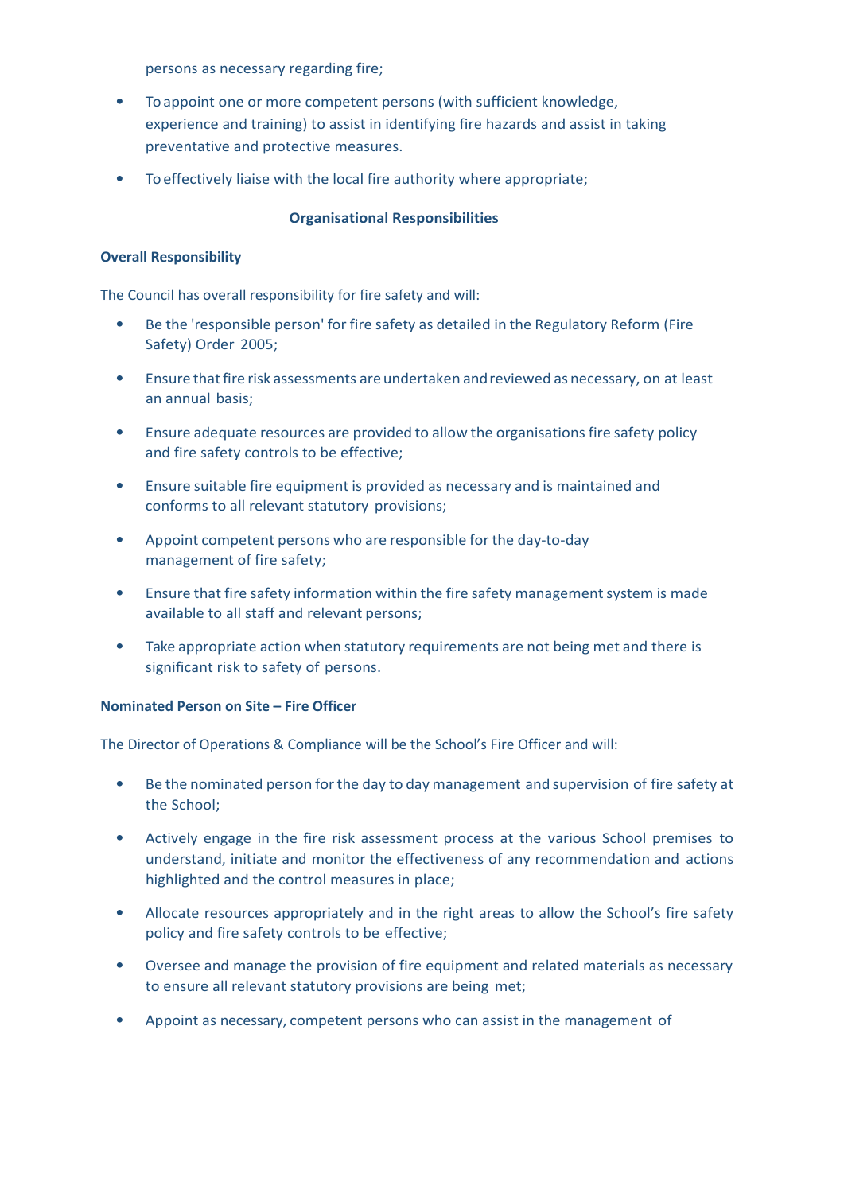persons as necessary regarding fire;

- To appoint one or more competent persons (with sufficient knowledge, experience and training) to assist in identifying fire hazards and assist in taking preventative and protective measures.
- To effectively liaise with the local fire authority where appropriate;

## Organisational Responsibilities

### Overall Responsibility

The Council has overall responsibility for fire safety and will:

- Be the 'responsible person' for fire safety as detailed in the Regulatory Reform (Fire Safety) Order 2005;
- Ensure that fire risk assessments are undertaken and reviewed as necessary, on at least an annual basis;
- Ensure adequate resources are provided to allow the organisations fire safety policy and fire safety controls to be effective;
- Ensure suitable fire equipment is provided as necessary and is maintained and conforms to all relevant statutory provisions;
- Appoint competent persons who are responsible for the day-to-day management of fire safety;
- Ensure that fire safety information within the fire safety management system is made available to all staff and relevant persons;
- Take appropriate action when statutory requirements are not being met and there is significant risk to safety of persons.

### Nominated Person on Site – Fire Officer

The Director of Operations & Compliance will be the School's Fire Officer and will:

- Be the nominated person for the day to day management and supervision of fire safety at the School;
- Actively engage in the fire risk assessment process at the various School premises to understand, initiate and monitor the effectiveness of any recommendation and actions highlighted and the control measures in place;
- Allocate resources appropriately and in the right areas to allow the School's fire safety policy and fire safety controls to be effective;
- Oversee and manage the provision of fire equipment and related materials as necessary to ensure all relevant statutory provisions are being met;
- Appoint as necessary, competent persons who can assist in the management of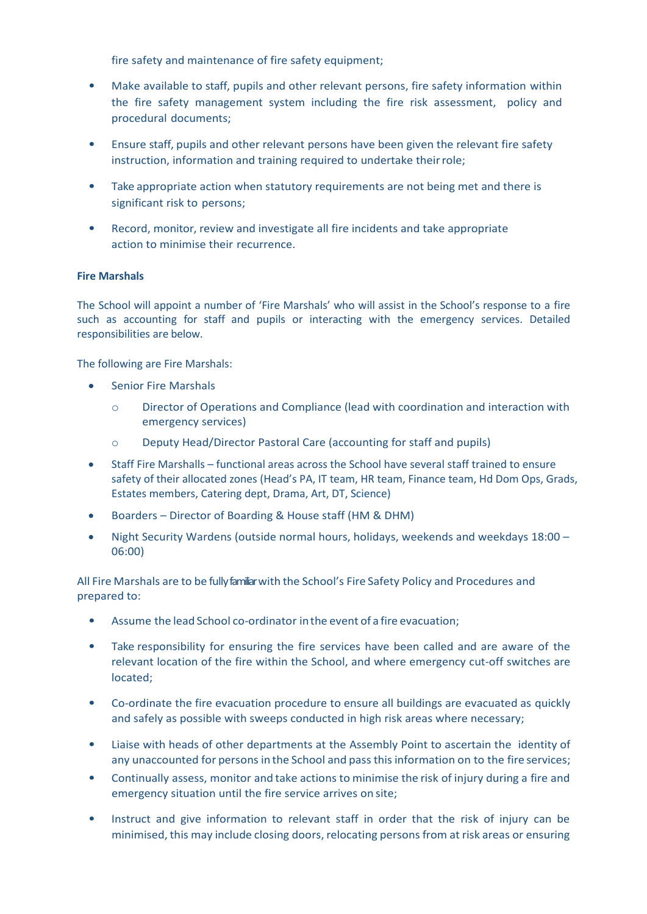fire safety and maintenance of fire safety equipment;

- Make available to staff, pupils and other relevant persons, fire safety information within the fire safety management system including the fire risk assessment, policy and procedural documents;
- Ensure staff, pupils and other relevant persons have been given the relevant fire safety instruction, information and training required to undertake their role;
- Take appropriate action when statutory requirements are not being met and there is significant risk to persons;
- Record, monitor, review and investigate all fire incidents and take appropriate action to minimise their recurrence.

**Fire Marshals**

The School will appoint a number of 'Fire Marshals' who will assist in the School's response to a fire such as accounting for staff and pupils or interacting with the emergency services. Detailed responsibilities are below.

The following are Fire Marshals:

- Senior Fire Marshals
    - Director of Operations and Compliance (lead with coordination and interaction with emergency services)
    - Deputy Head/Director Pastoral Care (accounting for staff and pupils)
- Staff Fire Marshalls – functional areas across the School have several staff trained to ensure safety of their allocated zones (Head's PA, IT team, HR team, Finance team, Hd Dom Ops, Grads, Estates members, Catering dept, Drama, Art, DT, Science)
- Boarders – Director of Boarding & House staff (HM & DHM)
- Night Security Wardens (outside normal hours, holidays, weekends and weekdays 18:00 – 06:00)

All Fire Marshals are to be fully familiar with the School's Fire Safety Policy and Procedures and prepared to:

- Assume the lead School co-ordinator in the event of a fire evacuation;
- Take responsibility for ensuring the fire services have been called and are aware of the relevant location of the fire within the School, and where emergency cut-off switches are located;
- Co-ordinate the fire evacuation procedure to ensure all buildings are evacuated as quickly and safely as possible with sweeps conducted in high risk areas where necessary;
- Liaise with heads of other departments at the Assembly Point to ascertain the identity of any unaccounted for persons in the School and pass this information on to the fire services;
- Continually assess, monitor and take actions to minimise the risk of injury during a fire and emergency situation until the fire service arrives on site;
- Instruct and give information to relevant staff in order that the risk of injury can be minimised, this may include closing doors, relocating persons from at risk areas or ensuring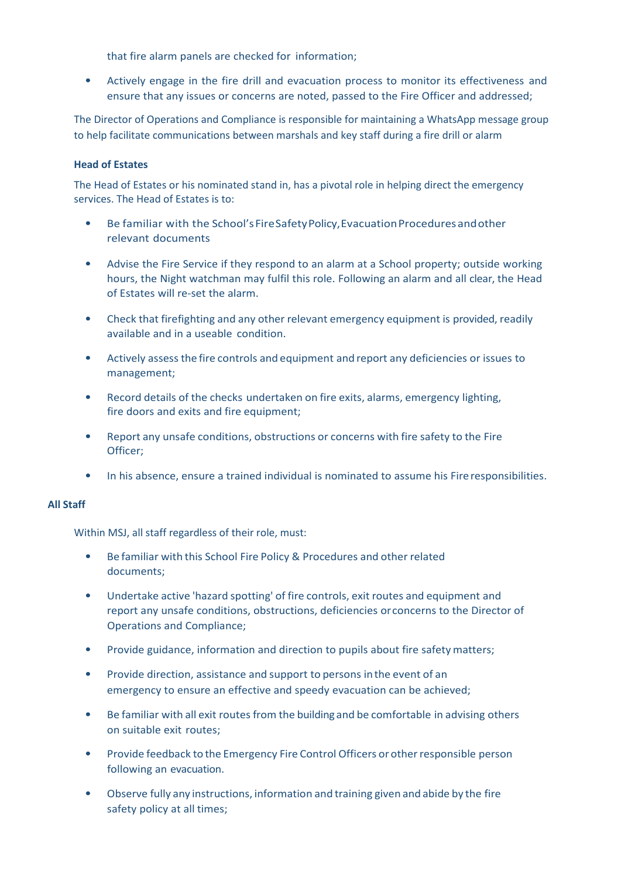that fire alarm panels are checked for information;

- Actively engage in the fire drill and evacuation process to monitor its effectiveness and ensure that any issues or concerns are noted, passed to the Fire Officer and addressed;

The Director of Operations and Compliance is responsible for maintaining a WhatsApp message group to help facilitate communications between marshals and key staff during a fire drill or alarm

### Head of Estates

The Head of Estates or his nominated stand in, has a pivotal role in helping direct the emergency services. The Head of Estates is to:

- Be familiar with the School's Fire Safety Policy, Evacuation Procedures and other relevant documents
- Advise the Fire Service if they respond to an alarm at a School property; outside working hours, the Night watchman may fulfil this role. Following an alarm and all clear, the Head of Estates will re-set the alarm.
- Check that firefighting and any other relevant emergency equipment is provided, readily available and in a useable condition.
- Actively assess the fire controls and equipment and report any deficiencies or issues to management;
- Record details of the checks undertaken on fire exits, alarms, emergency lighting, fire doors and exits and fire equipment;
- Report any unsafe conditions, obstructions or concerns with fire safety to the Fire Officer;
- In his absence, ensure a trained individual is nominated to assume his Fire responsibilities.

### All Staff

Within MSJ, all staff regardless of their role, must:

- Be familiar with this School Fire Policy & Procedures and other related documents;
- Undertake active 'hazard spotting' of fire controls, exit routes and equipment and report any unsafe conditions, obstructions, deficiencies or concerns to the Director of Operations and Compliance;
- Provide guidance, information and direction to pupils about fire safety matters;
- Provide direction, assistance and support to persons in the event of an emergency to ensure an effective and speedy evacuation can be achieved;
- Be familiar with all exit routes from the building and be comfortable in advising others on suitable exit routes;
- Provide feedback to the Emergency Fire Control Officers or other responsible person following an evacuation.
- Observe fully any instructions, information and training given and abide by the fire safety policy at all times;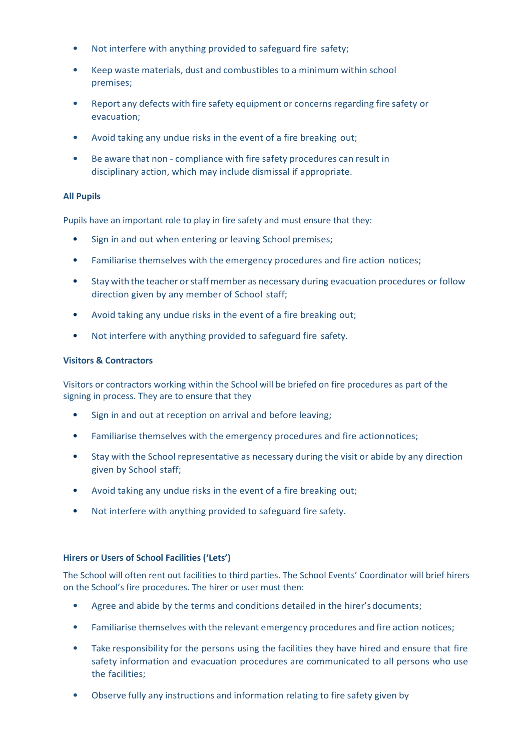- Not interfere with anything provided to safeguard fire safety;
- Keep waste materials, dust and combustibles to a minimum within school premises;
- Report any defects with fire safety equipment or concerns regarding fire safety or evacuation;
- Avoid taking any undue risks in the event of a fire breaking out;
- Be aware that non - compliance with fire safety procedures can result in disciplinary action, which may include dismissal if appropriate.

**All Pupils**

Pupils have an important role to play in fire safety and must ensure that they:

- Sign in and out when entering or leaving School premises;
- Familiarise themselves with the emergency procedures and fire action notices;
- Stay with the teacher or staff member as necessary during evacuation procedures or follow direction given by any member of School staff;
- Avoid taking any undue risks in the event of a fire breaking out;
- Not interfere with anything provided to safeguard fire safety.

**Visitors & Contractors**

Visitors or contractors working within the School will be briefed on fire procedures as part of the signing in process. They are to ensure that they

- Sign in and out at reception on arrival and before leaving;
- Familiarise themselves with the emergency procedures and fire actionnotices;
- Stay with the School representative as necessary during the visit or abide by any direction given by School staff;
- Avoid taking any undue risks in the event of a fire breaking out;
- Not interfere with anything provided to safeguard fire safety.

**Hirers or Users of School Facilities ('Lets')**

The School will often rent out facilities to third parties. The School Events' Coordinator will brief hirers on the School's fire procedures. The hirer or user must then:

- Agree and abide by the terms and conditions detailed in the hirer's documents;
- Familiarise themselves with the relevant emergency procedures and fire action notices;
- Take responsibility for the persons using the facilities they have hired and ensure that fire safety information and evacuation procedures are communicated to all persons who use the facilities;
- Observe fully any instructions and information relating to fire safety given by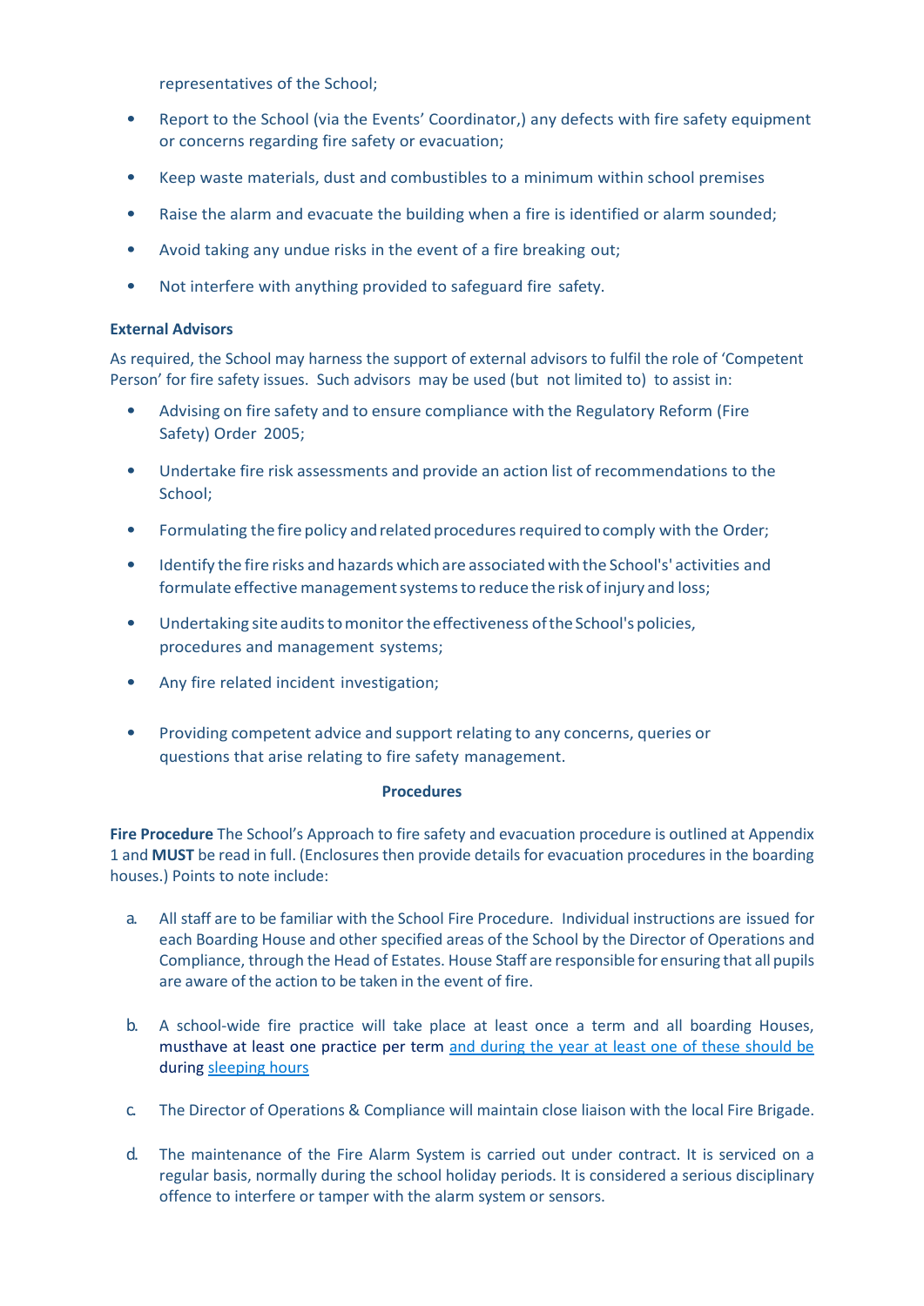representatives of the School;

- Report to the School (via the Events' Coordinator,) any defects with fire safety equipment or concerns regarding fire safety or evacuation;
- Keep waste materials, dust and combustibles to a minimum within school premises
- Raise the alarm and evacuate the building when a fire is identified or alarm sounded;
- Avoid taking any undue risks in the event of a fire breaking out;
- Not interfere with anything provided to safeguard fire safety.

**External Advisors**

As required, the School may harness the support of external advisors to fulfil the role of 'Competent Person' for fire safety issues. Such advisors may be used (but not limited to) to assist in:

- Advising on fire safety and to ensure compliance with the Regulatory Reform (Fire Safety) Order 2005;
- Undertake fire risk assessments and provide an action list of recommendations to the School;
- Formulating the fire policy and related procedures required to comply with the Order;
- Identify the fire risks and hazards which are associated with the School's' activities and formulate effective management systems to reduce the risk of injury and loss;
- Undertaking site audits to monitor the effectiveness of the School's policies, procedures and management systems;
- Any fire related incident investigation;
- Providing competent advice and support relating to any concerns, queries or questions that arise relating to fire safety management.

**Procedures**

**Fire Procedure** The School's Approach to fire safety and evacuation procedure is outlined at Appendix 1 and **MUST** be read in full. (Enclosures then provide details for evacuation procedures in the boarding houses.) Points to note include:

a. All staff are to be familiar with the School Fire Procedure. Individual instructions are issued for each Boarding House and other specified areas of the School by the Director of Operations and Compliance, through the Head of Estates. House Staff are responsible for ensuring that all pupils are aware of the action to be taken in the event of fire.

b. A school-wide fire practice will take place at least once a term and all boarding Houses, musthave at least one practice per term and during the year at least one of these should be during sleeping hours

c. The Director of Operations & Compliance will maintain close liaison with the local Fire Brigade.

d. The maintenance of the Fire Alarm System is carried out under contract. It is serviced on a regular basis, normally during the school holiday periods. It is considered a serious disciplinary offence to interfere or tamper with the alarm system or sensors.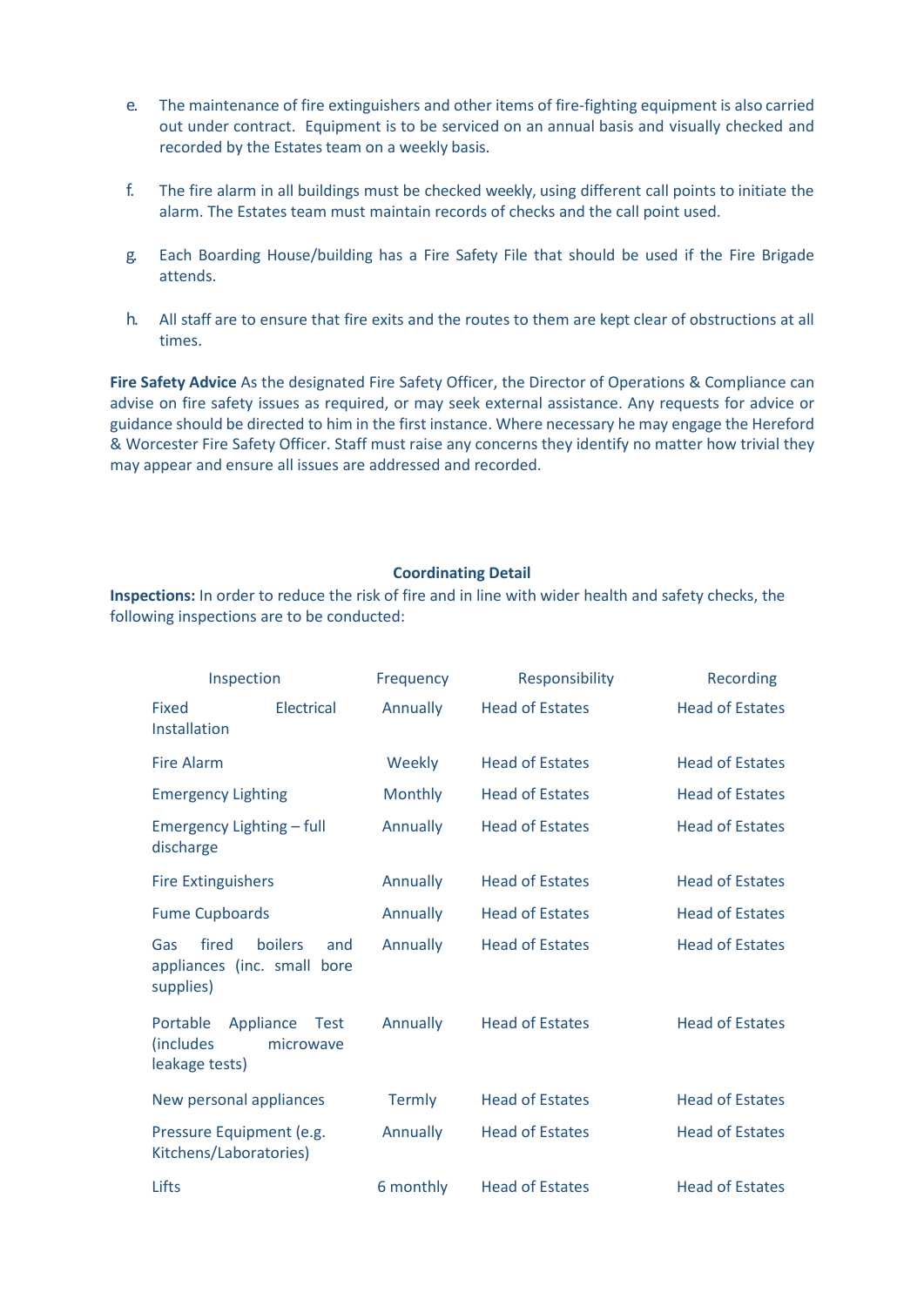e. The maintenance of fire extinguishers and other items of fire-fighting equipment is also carried out under contract. Equipment is to be serviced on an annual basis and visually checked and recorded by the Estates team on a weekly basis.

f. The fire alarm in all buildings must be checked weekly, using different call points to initiate the alarm. The Estates team must maintain records of checks and the call point used.

g. Each Boarding House/building has a Fire Safety File that should be used if the Fire Brigade attends.

h. All staff are to ensure that fire exits and the routes to them are kept clear of obstructions at all times.

**Fire Safety Advice** As the designated Fire Safety Officer, the Director of Operations & Compliance can advise on fire safety issues as required, or may seek external assistance. Any requests for advice or guidance should be directed to him in the first instance. Where necessary he may engage the Hereford & Worcester Fire Safety Officer. Staff must raise any concerns they identify no matter how trivial they may appear and ensure all issues are addressed and recorded.

**Coordinating Detail**

**Inspections:** In order to reduce the risk of fire and in line with wider health and safety checks, the following inspections are to be conducted:

| Inspection | Frequency | Responsibility | Recording |
|---|---|---|---|
| Fixed Electrical Installation | Annually | Head of Estates | Head of Estates |
| Fire Alarm | Weekly | Head of Estates | Head of Estates |
| Emergency Lighting | Monthly | Head of Estates | Head of Estates |
| Emergency Lighting – full discharge | Annually | Head of Estates | Head of Estates |
| Fire Extinguishers | Annually | Head of Estates | Head of Estates |
| Fume Cupboards | Annually | Head of Estates | Head of Estates |
| Gas fired boilers and appliances (inc. small bore supplies) | Annually | Head of Estates | Head of Estates |
| Portable Appliance Test (includes microwave leakage tests) | Annually | Head of Estates | Head of Estates |
| New personal appliances | Termly | Head of Estates | Head of Estates |
| Pressure Equipment (e.g. Kitchens/Laboratories) | Annually | Head of Estates | Head of Estates |
| Lifts | 6 monthly | Head of Estates | Head of Estates |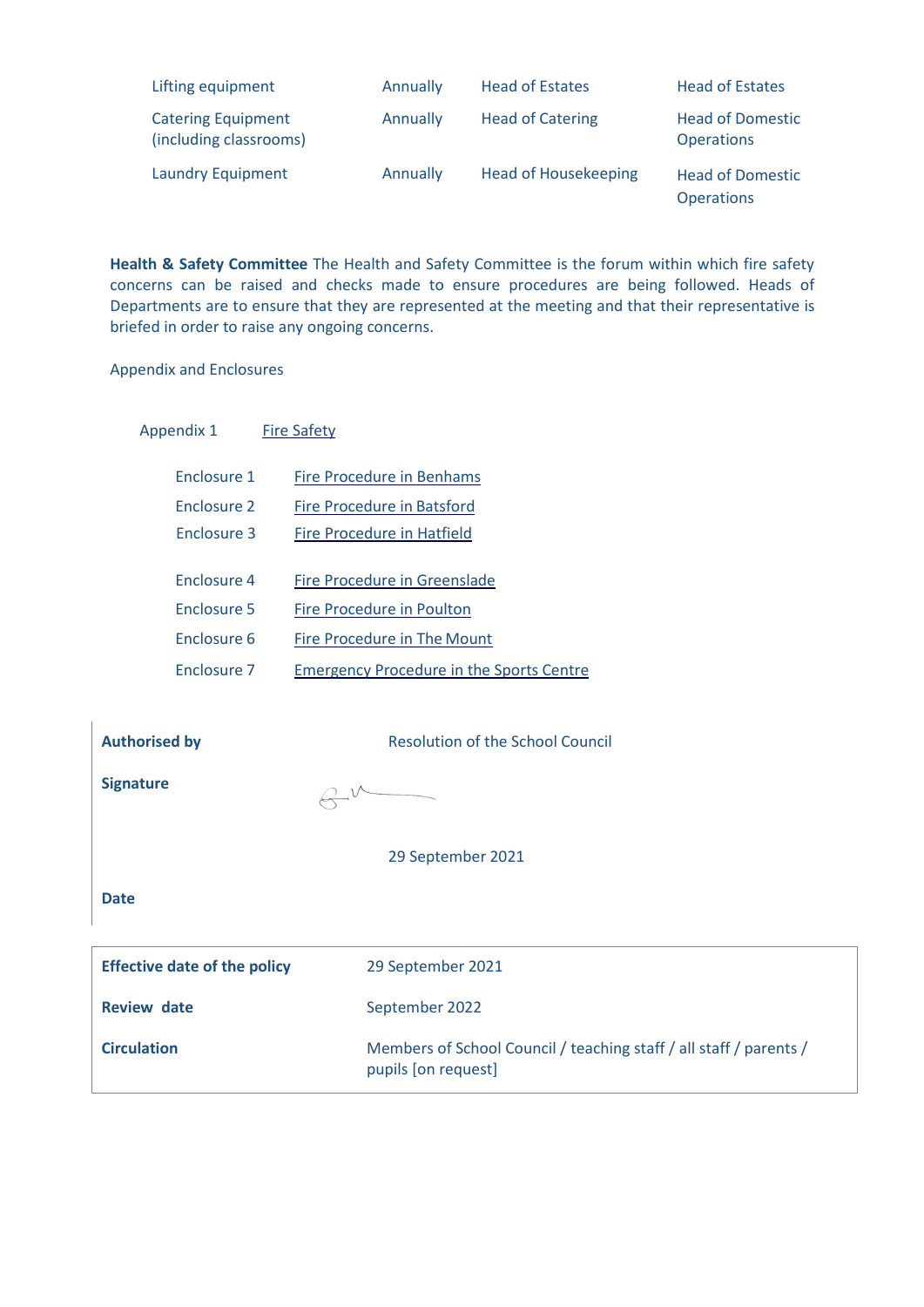| | | | |
|---|---|---|---|
| Lifting equipment | Annually | Head of Estates | Head of Estates |
| Catering Equipment (including classrooms) | Annually | Head of Catering | Head of Domestic Operations |
| Laundry Equipment | Annually | Head of Housekeeping | Head of Domestic Operations |

**Health & Safety Committee** The Health and Safety Committee is the forum within which fire safety concerns can be raised and checks made to ensure procedures are being followed. Heads of Departments are to ensure that they are represented at the meeting and that their representative is briefed in order to raise any ongoing concerns.

Appendix and Enclosures

Appendix 1 Fire Safety

- Enclosure 1 Fire Procedure in Benhams
- Enclosure 2 Fire Procedure in Batsford
- Enclosure 3 Fire Procedure in Hatfield
- Enclosure 4 Fire Procedure in Greenslade
- Enclosure 5 Fire Procedure in Poulton
- Enclosure 6 Fire Procedure in The Mount
- Enclosure 7 Emergency Procedure in the Sports Centre

| | |
|---|---|
| **Authorised by** | Resolution of the School Council |
| **Signature** | |
| **Date** | 29 September 2021 |

| | |
|---|---|
| **Effective date of the policy** | 29 September 2021 |
| **Review date** | September 2022 |
| **Circulation** | Members of School Council / teaching staff / all staff / parents / pupils [on request] |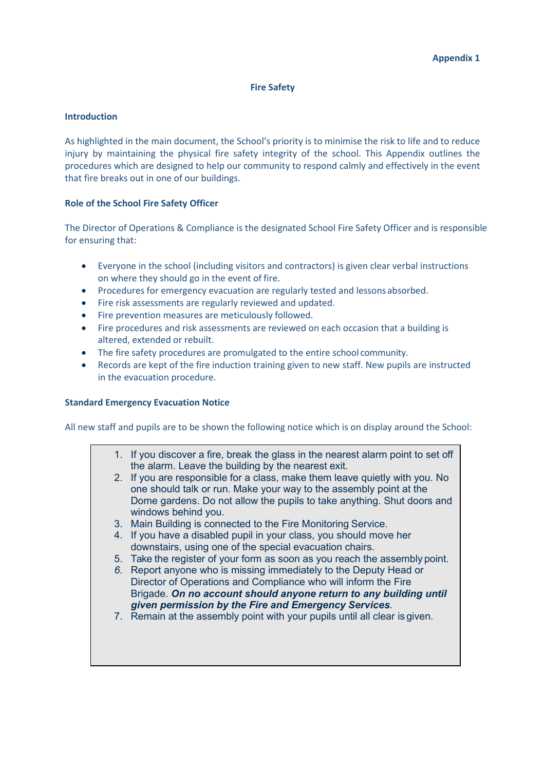**Appendix 1**

## Fire Safety

### Introduction

As highlighted in the main document, the School's priority is to minimise the risk to life and to reduce injury by maintaining the physical fire safety integrity of the school. This Appendix outlines the procedures which are designed to help our community to respond calmly and effectively in the event that fire breaks out in one of our buildings.

### Role of the School Fire Safety Officer

The Director of Operations & Compliance is the designated School Fire Safety Officer and is responsible for ensuring that:

- Everyone in the school (including visitors and contractors) is given clear verbal instructions on where they should go in the event of fire.
- Procedures for emergency evacuation are regularly tested and lessons absorbed.
- Fire risk assessments are regularly reviewed and updated.
- Fire prevention measures are meticulously followed.
- Fire procedures and risk assessments are reviewed on each occasion that a building is altered, extended or rebuilt.
- The fire safety procedures are promulgated to the entire school community.
- Records are kept of the fire induction training given to new staff. New pupils are instructed in the evacuation procedure.

### Standard Emergency Evacuation Notice

All new staff and pupils are to be shown the following notice which is on display around the School:

1. If you discover a fire, break the glass in the nearest alarm point to set off the alarm. Leave the building by the nearest exit.
2. If you are responsible for a class, make them leave quietly with you. No one should talk or run. Make your way to the assembly point at the Dome gardens. Do not allow the pupils to take anything. Shut doors and windows behind you.
3. Main Building is connected to the Fire Monitoring Service.
4. If you have a disabled pupil in your class, you should move her downstairs, using one of the special evacuation chairs.
5. Take the register of your form as soon as you reach the assembly point.
6. Report anyone who is missing immediately to the Deputy Head or Director of Operations and Compliance who will inform the Fire Brigade. ***On no account should anyone return to any building until given permission by the Fire and Emergency Services***.
7. Remain at the assembly point with your pupils until all clear is given.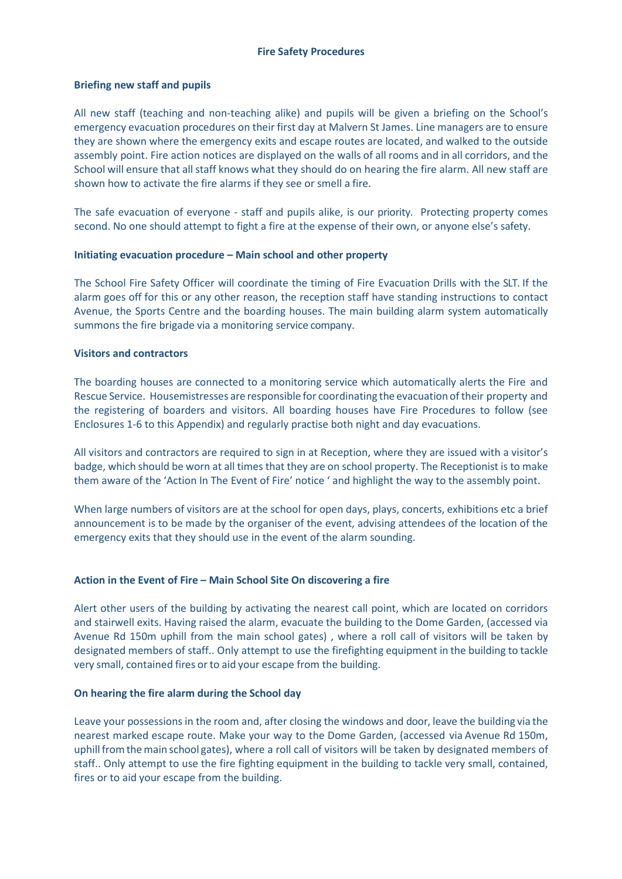## Fire Safety Procedures

### Briefing new staff and pupils

All new staff (teaching and non-teaching alike) and pupils will be given a briefing on the School's emergency evacuation procedures on their first day at Malvern St James. Line managers are to ensure they are shown where the emergency exits and escape routes are located, and walked to the outside assembly point. Fire action notices are displayed on the walls of all rooms and in all corridors, and the School will ensure that all staff knows what they should do on hearing the fire alarm. All new staff are shown how to activate the fire alarms if they see or smell a fire.

The safe evacuation of everyone - staff and pupils alike, is our priority. Protecting property comes second. No one should attempt to fight a fire at the expense of their own, or anyone else's safety.

### Initiating evacuation procedure – Main school and other property

The School Fire Safety Officer will coordinate the timing of Fire Evacuation Drills with the SLT. If the alarm goes off for this or any other reason, the reception staff have standing instructions to contact Avenue, the Sports Centre and the boarding houses. The main building alarm system automatically summons the fire brigade via a monitoring service company.

### Visitors and contractors

The boarding houses are connected to a monitoring service which automatically alerts the Fire and Rescue Service. Housemistresses are responsible for coordinating the evacuation of their property and the registering of boarders and visitors. All boarding houses have Fire Procedures to follow (see Enclosures 1-6 to this Appendix) and regularly practise both night and day evacuations.

All visitors and contractors are required to sign in at Reception, where they are issued with a visitor's badge, which should be worn at all times that they are on school property. The Receptionist is to make them aware of the 'Action In The Event of Fire' notice ' and highlight the way to the assembly point.

When large numbers of visitors are at the school for open days, plays, concerts, exhibitions etc a brief announcement is to be made by the organiser of the event, advising attendees of the location of the emergency exits that they should use in the event of the alarm sounding.

### Action in the Event of Fire – Main School Site On discovering a fire

Alert other users of the building by activating the nearest call point, which are located on corridors and stairwell exits. Having raised the alarm, evacuate the building to the Dome Garden, (accessed via Avenue Rd 150m uphill from the main school gates) , where a roll call of visitors will be taken by designated members of staff.. Only attempt to use the firefighting equipment in the building to tackle very small, contained fires or to aid your escape from the building.

### On hearing the fire alarm during the School day

Leave your possessions in the room and, after closing the windows and door, leave the building via the nearest marked escape route. Make your way to the Dome Garden, (accessed via Avenue Rd 150m, uphill from the main school gates), where a roll call of visitors will be taken by designated members of staff.. Only attempt to use the fire fighting equipment in the building to tackle very small, contained, fires or to aid your escape from the building.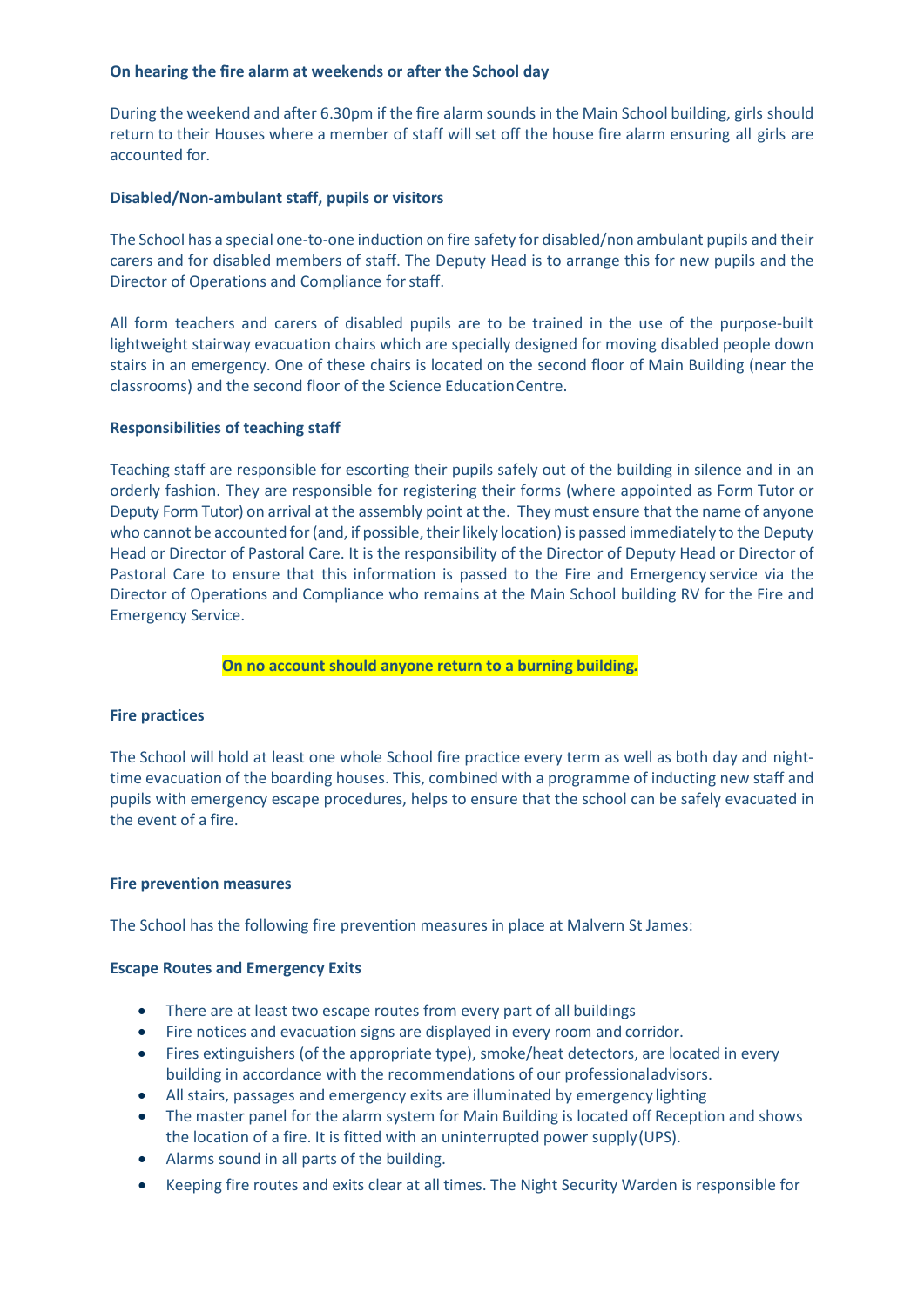**On hearing the fire alarm at weekends or after the School day**

During the weekend and after 6.30pm if the fire alarm sounds in the Main School building, girls should return to their Houses where a member of staff will set off the house fire alarm ensuring all girls are accounted for.

**Disabled/Non-ambulant staff, pupils or visitors**

The School has a special one-to-one induction on fire safety for disabled/non ambulant pupils and their carers and for disabled members of staff. The Deputy Head is to arrange this for new pupils and the Director of Operations and Compliance for staff.

All form teachers and carers of disabled pupils are to be trained in the use of the purpose-built lightweight stairway evacuation chairs which are specially designed for moving disabled people down stairs in an emergency. One of these chairs is located on the second floor of Main Building (near the classrooms) and the second floor of the Science Education Centre.

**Responsibilities of teaching staff**

Teaching staff are responsible for escorting their pupils safely out of the building in silence and in an orderly fashion. They are responsible for registering their forms (where appointed as Form Tutor or Deputy Form Tutor) on arrival at the assembly point at the. They must ensure that the name of anyone who cannot be accounted for (and, if possible, their likely location) is passed immediately to the Deputy Head or Director of Pastoral Care. It is the responsibility of the Director of Deputy Head or Director of Pastoral Care to ensure that this information is passed to the Fire and Emergency service via the Director of Operations and Compliance who remains at the Main School building RV for the Fire and Emergency Service.

**On no account should anyone return to a burning building.**

**Fire practices**

The School will hold at least one whole School fire practice every term as well as both day and night-time evacuation of the boarding houses. This, combined with a programme of inducting new staff and pupils with emergency escape procedures, helps to ensure that the school can be safely evacuated in the event of a fire.

**Fire prevention measures**

The School has the following fire prevention measures in place at Malvern St James:

**Escape Routes and Emergency Exits**

- There are at least two escape routes from every part of all buildings
- Fire notices and evacuation signs are displayed in every room and corridor.
- Fires extinguishers (of the appropriate type), smoke/heat detectors, are located in every building in accordance with the recommendations of our professional advisors.
- All stairs, passages and emergency exits are illuminated by emergency lighting
- The master panel for the alarm system for Main Building is located off Reception and shows the location of a fire. It is fitted with an uninterrupted power supply (UPS).
- Alarms sound in all parts of the building.
- Keeping fire routes and exits clear at all times. The Night Security Warden is responsible for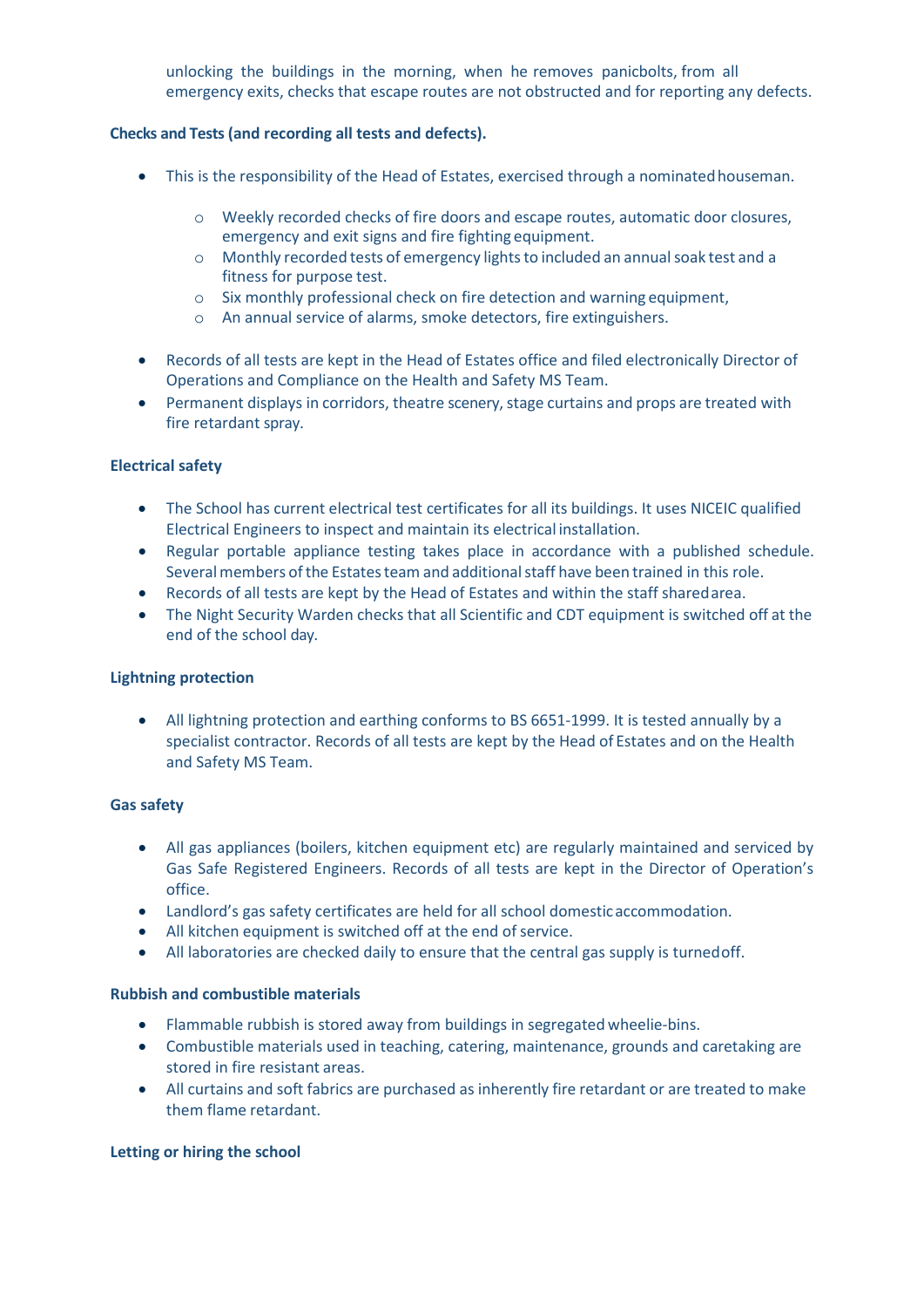unlocking the buildings in the morning, when he removes panicbolts, from all emergency exits, checks that escape routes are not obstructed and for reporting any defects.

**Checks and Tests (and recording all tests and defects).**

- This is the responsibility of the Head of Estates, exercised through a nominated houseman.
    - Weekly recorded checks of fire doors and escape routes, automatic door closures, emergency and exit signs and fire fighting equipment.
    - Monthly recorded tests of emergency lights to included an annual soak test and a fitness for purpose test.
    - Six monthly professional check on fire detection and warning equipment,
    - An annual service of alarms, smoke detectors, fire extinguishers.

- Records of all tests are kept in the Head of Estates office and filed electronically Director of Operations and Compliance on the Health and Safety MS Team.
- Permanent displays in corridors, theatre scenery, stage curtains and props are treated with fire retardant spray.

**Electrical safety**

- The School has current electrical test certificates for all its buildings. It uses NICEIC qualified Electrical Engineers to inspect and maintain its electrical installation.
- Regular portable appliance testing takes place in accordance with a published schedule. Several members of the Estates team and additional staff have been trained in this role.
- Records of all tests are kept by the Head of Estates and within the staff shared area.
- The Night Security Warden checks that all Scientific and CDT equipment is switched off at the end of the school day.

**Lightning protection**

- All lightning protection and earthing conforms to BS 6651-1999. It is tested annually by a specialist contractor. Records of all tests are kept by the Head of Estates and on the Health and Safety MS Team.

**Gas safety**

- All gas appliances (boilers, kitchen equipment etc) are regularly maintained and serviced by Gas Safe Registered Engineers. Records of all tests are kept in the Director of Operation's office.
- Landlord's gas safety certificates are held for all school domestic accommodation.
- All kitchen equipment is switched off at the end of service.
- All laboratories are checked daily to ensure that the central gas supply is turned off.

**Rubbish and combustible materials**

- Flammable rubbish is stored away from buildings in segregated wheelie-bins.
- Combustible materials used in teaching, catering, maintenance, grounds and caretaking are stored in fire resistant areas.
- All curtains and soft fabrics are purchased as inherently fire retardant or are treated to make them flame retardant.

**Letting or hiring the school**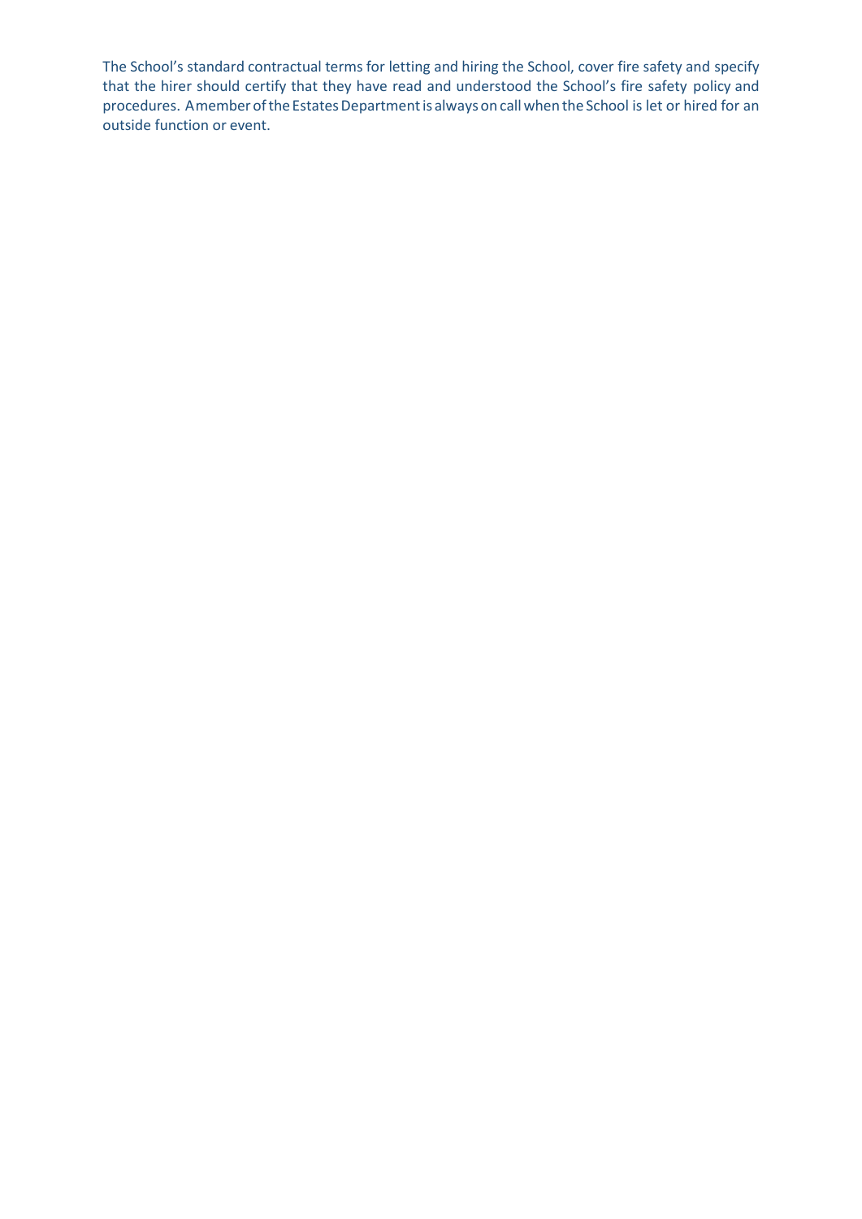The School's standard contractual terms for letting and hiring the School, cover fire safety and specify that the hirer should certify that they have read and understood the School's fire safety policy and procedures. A member of the Estates Department is always on call when the School is let or hired for an outside function or event.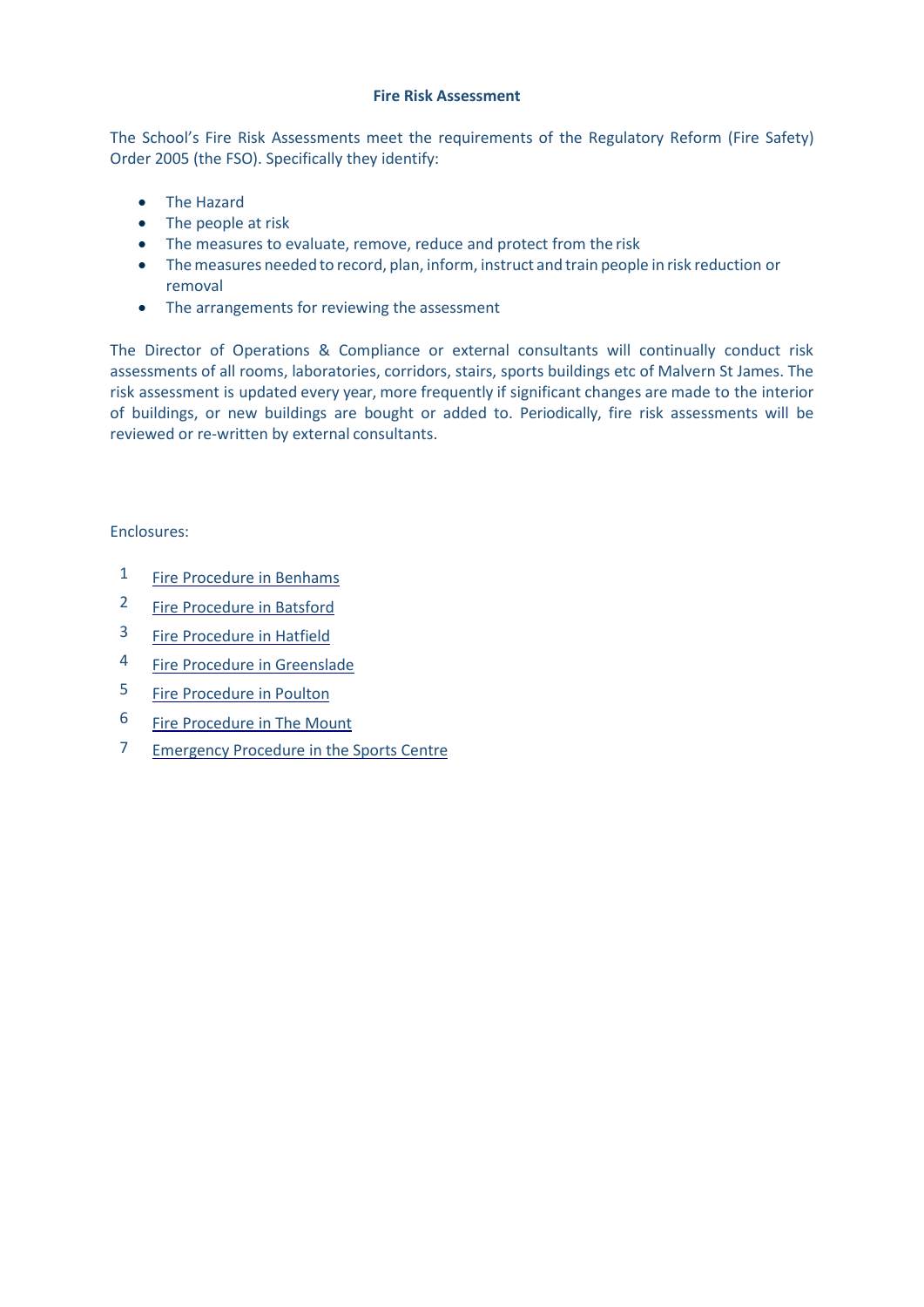## Fire Risk Assessment

The School's Fire Risk Assessments meet the requirements of the Regulatory Reform (Fire Safety) Order 2005 (the FSO). Specifically they identify:

- The Hazard
- The people at risk
- The measures to evaluate, remove, reduce and protect from the risk
- The measures needed to record, plan, inform, instruct and train people in risk reduction or removal
- The arrangements for reviewing the assessment

The Director of Operations & Compliance or external consultants will continually conduct risk assessments of all rooms, laboratories, corridors, stairs, sports buildings etc of Malvern St James. The risk assessment is updated every year, more frequently if significant changes are made to the interior of buildings, or new buildings are bought or added to. Periodically, fire risk assessments will be reviewed or re-written by external consultants.

Enclosures:

1. Fire Procedure in Benhams
2. Fire Procedure in Batsford
3. Fire Procedure in Hatfield
4. Fire Procedure in Greenslade
5. Fire Procedure in Poulton
6. Fire Procedure in The Mount
7. Emergency Procedure in the Sports Centre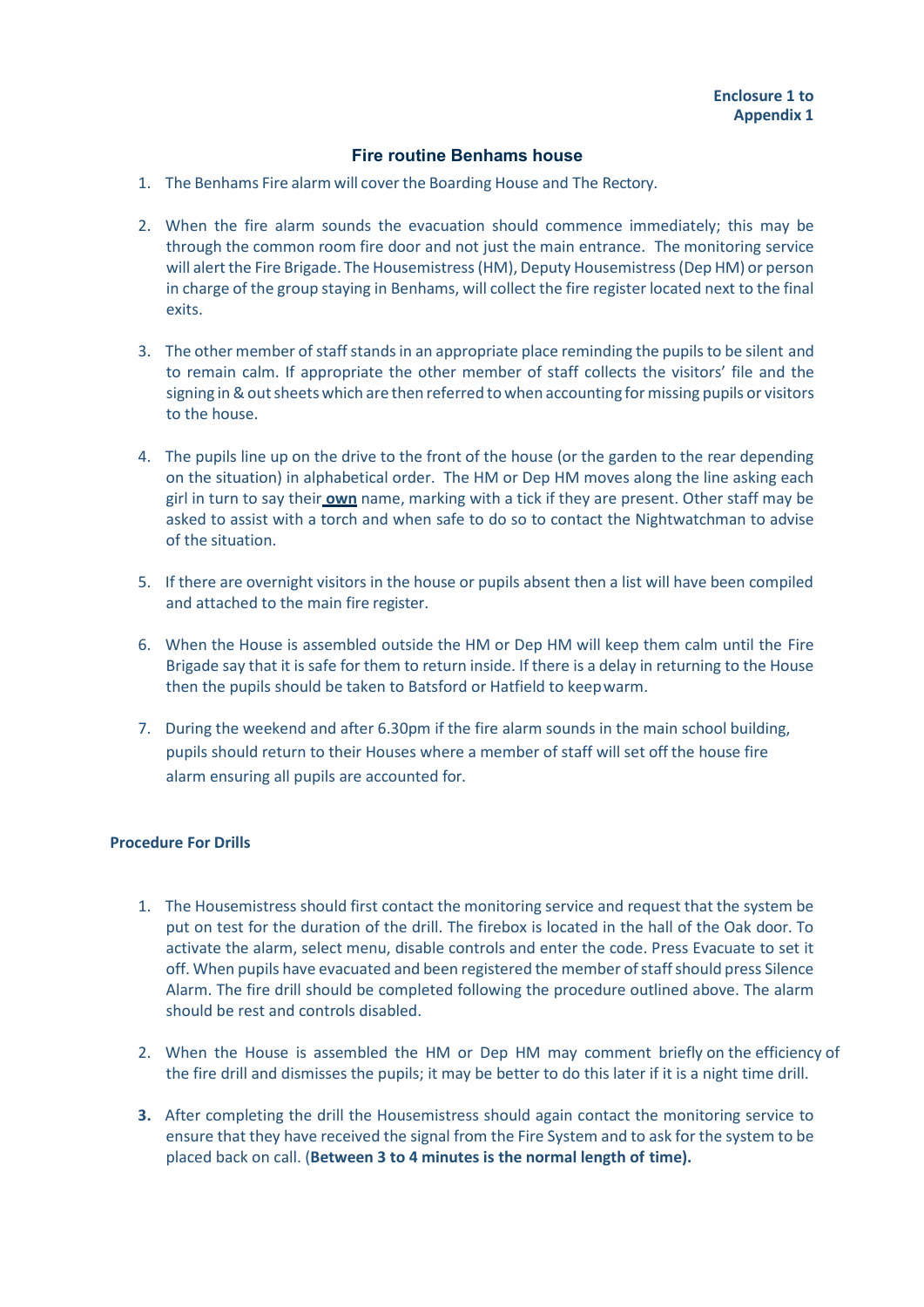**Enclosure 1 to Appendix 1**

### Fire routine Benhams house

1. The Benhams Fire alarm will cover the Boarding House and The Rectory.

2. When the fire alarm sounds the evacuation should commence immediately; this may be through the common room fire door and not just the main entrance. The monitoring service will alert the Fire Brigade. The Housemistress (HM), Deputy Housemistress (Dep HM) or person in charge of the group staying in Benhams, will collect the fire register located next to the final exits.

3. The other member of staff stands in an appropriate place reminding the pupils to be silent and to remain calm. If appropriate the other member of staff collects the visitors' file and the signing in & out sheets which are then referred to when accounting for missing pupils or visitors to the house.

4. The pupils line up on the drive to the front of the house (or the garden to the rear depending on the situation) in alphabetical order. The HM or Dep HM moves along the line asking each girl in turn to say their **own** name, marking with a tick if they are present. Other staff may be asked to assist with a torch and when safe to do so to contact the Nightwatchman to advise of the situation.

5. If there are overnight visitors in the house or pupils absent then a list will have been compiled and attached to the main fire register.

6. When the House is assembled outside the HM or Dep HM will keep them calm until the Fire Brigade say that it is safe for them to return inside. If there is a delay in returning to the House then the pupils should be taken to Batsford or Hatfield to keep warm.

7. During the weekend and after 6.30pm if the fire alarm sounds in the main school building, pupils should return to their Houses where a member of staff will set off the house fire alarm ensuring all pupils are accounted for.

**Procedure For Drills**

1. The Housemistress should first contact the monitoring service and request that the system be put on test for the duration of the drill. The firebox is located in the hall of the Oak door. To activate the alarm, select menu, disable controls and enter the code. Press Evacuate to set it off. When pupils have evacuated and been registered the member of staff should press Silence Alarm. The fire drill should be completed following the procedure outlined above. The alarm should be rest and controls disabled.

2. When the House is assembled the HM or Dep HM may comment briefly on the efficiency of the fire drill and dismisses the pupils; it may be better to do this later if it is a night time drill.

3. After completing the drill the Housemistress should again contact the monitoring service to ensure that they have received the signal from the Fire System and to ask for the system to be placed back on call. (**Between 3 to 4 minutes is the normal length of time).**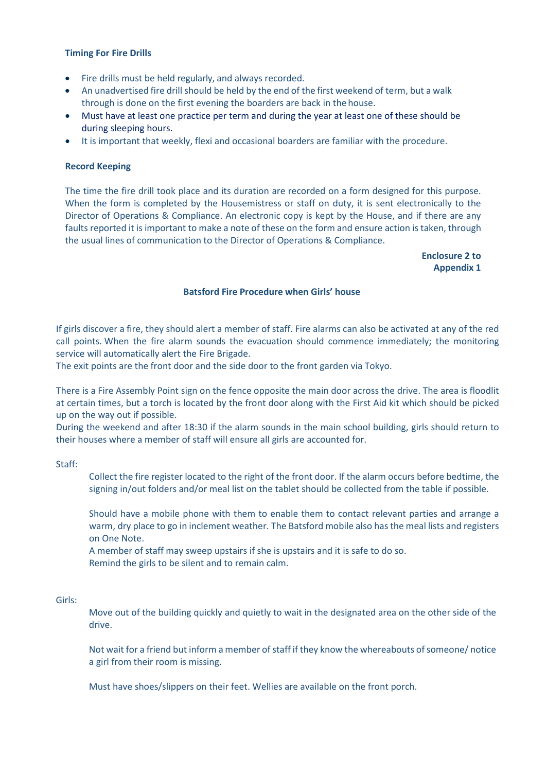### Timing For Fire Drills

- Fire drills must be held regularly, and always recorded.
- An unadvertised fire drill should be held by the end of the first weekend of term, but a walk through is done on the first evening the boarders are back in the house.
- Must have at least one practice per term and during the year at least one of these should be during sleeping hours.
- It is important that weekly, flexi and occasional boarders are familiar with the procedure.

### Record Keeping

The time the fire drill took place and its duration are recorded on a form designed for this purpose. When the form is completed by the Housemistress or staff on duty, it is sent electronically to the Director of Operations & Compliance. An electronic copy is kept by the House, and if there are any faults reported it is important to make a note of these on the form and ensure action is taken, through the usual lines of communication to the Director of Operations & Compliance.

**Enclosure 2 to Appendix 1**

### Batsford Fire Procedure when Girls' house

If girls discover a fire, they should alert a member of staff. Fire alarms can also be activated at any of the red call points. When the fire alarm sounds the evacuation should commence immediately; the monitoring service will automatically alert the Fire Brigade.
The exit points are the front door and the side door to the front garden via Tokyo.

There is a Fire Assembly Point sign on the fence opposite the main door across the drive. The area is floodlit at certain times, but a torch is located by the front door along with the First Aid kit which should be picked up on the way out if possible.
During the weekend and after 18:30 if the alarm sounds in the main school building, girls should return to their houses where a member of staff will ensure all girls are accounted for.

Staff:

Collect the fire register located to the right of the front door. If the alarm occurs before bedtime, the signing in/out folders and/or meal list on the tablet should be collected from the table if possible.

Should have a mobile phone with them to enable them to contact relevant parties and arrange a warm, dry place to go in inclement weather. The Batsford mobile also has the meal lists and registers on One Note.
A member of staff may sweep upstairs if she is upstairs and it is safe to do so.
Remind the girls to be silent and to remain calm.

Girls:

Move out of the building quickly and quietly to wait in the designated area on the other side of the drive.

Not wait for a friend but inform a member of staff if they know the whereabouts of someone/ notice a girl from their room is missing.

Must have shoes/slippers on their feet. Wellies are available on the front porch.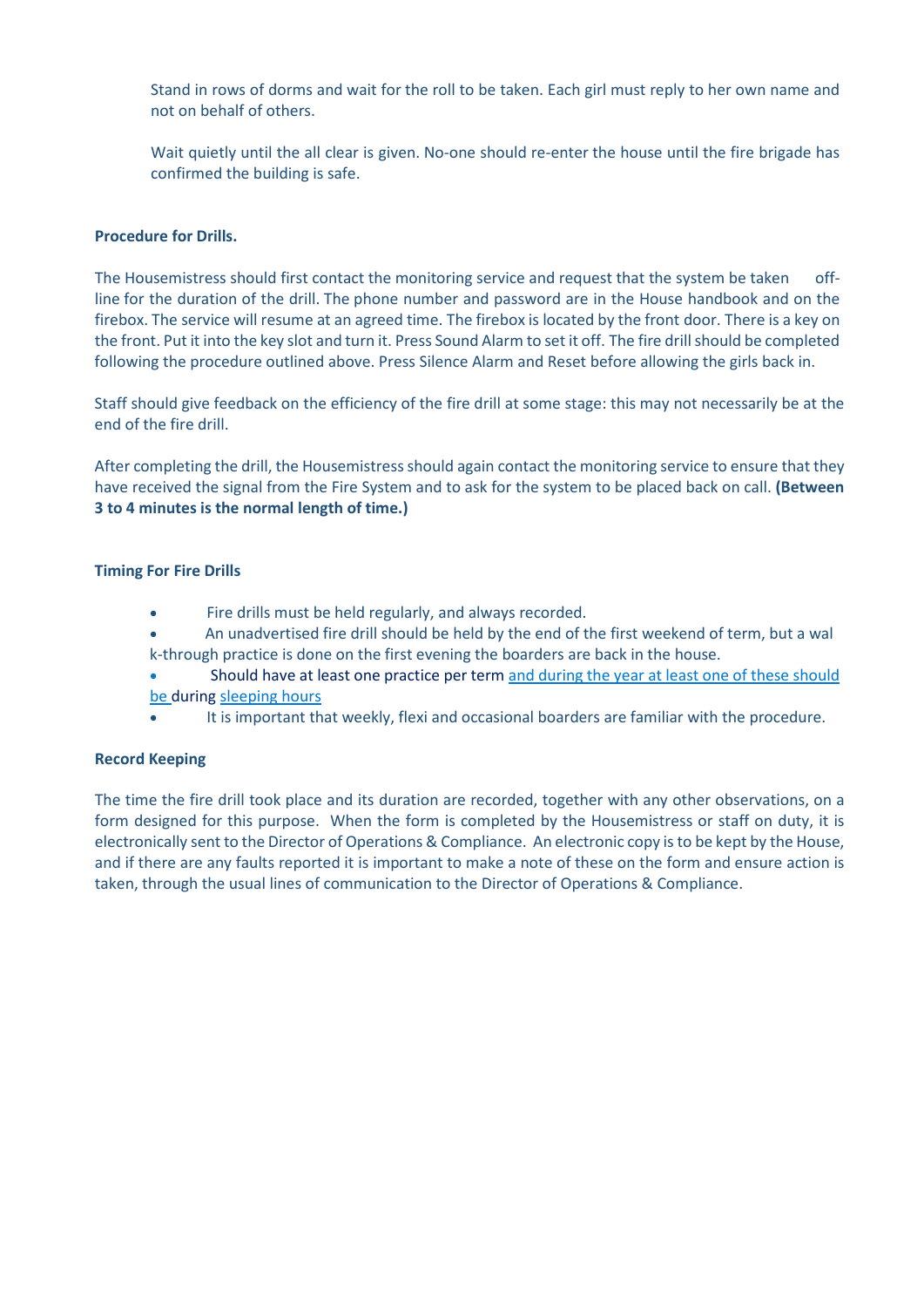Stand in rows of dorms and wait for the roll to be taken. Each girl must reply to her own name and not on behalf of others.

Wait quietly until the all clear is given. No-one should re-enter the house until the fire brigade has confirmed the building is safe.

**Procedure for Drills.**

The Housemistress should first contact the monitoring service and request that the system be taken off-line for the duration of the drill. The phone number and password are in the House handbook and on the firebox. The service will resume at an agreed time. The firebox is located by the front door. There is a key on the front. Put it into the key slot and turn it. Press Sound Alarm to set it off. The fire drill should be completed following the procedure outlined above. Press Silence Alarm and Reset before allowing the girls back in.

Staff should give feedback on the efficiency of the fire drill at some stage: this may not necessarily be at the end of the fire drill.

After completing the drill, the Housemistress should again contact the monitoring service to ensure that they have received the signal from the Fire System and to ask for the system to be placed back on call. **(Between 3 to 4 minutes is the normal length of time.)**

**Timing For Fire Drills**

- Fire drills must be held regularly, and always recorded.
- An unadvertised fire drill should be held by the end of the first weekend of term, but a walk-through practice is done on the first evening the boarders are back in the house.
- Should have at least one practice per term and during the year at least one of these should be during sleeping hours
- It is important that weekly, flexi and occasional boarders are familiar with the procedure.

**Record Keeping**

The time the fire drill took place and its duration are recorded, together with any other observations, on a form designed for this purpose. When the form is completed by the Housemistress or staff on duty, it is electronically sent to the Director of Operations & Compliance. An electronic copy is to be kept by the House, and if there are any faults reported it is important to make a note of these on the form and ensure action is taken, through the usual lines of communication to the Director of Operations & Compliance.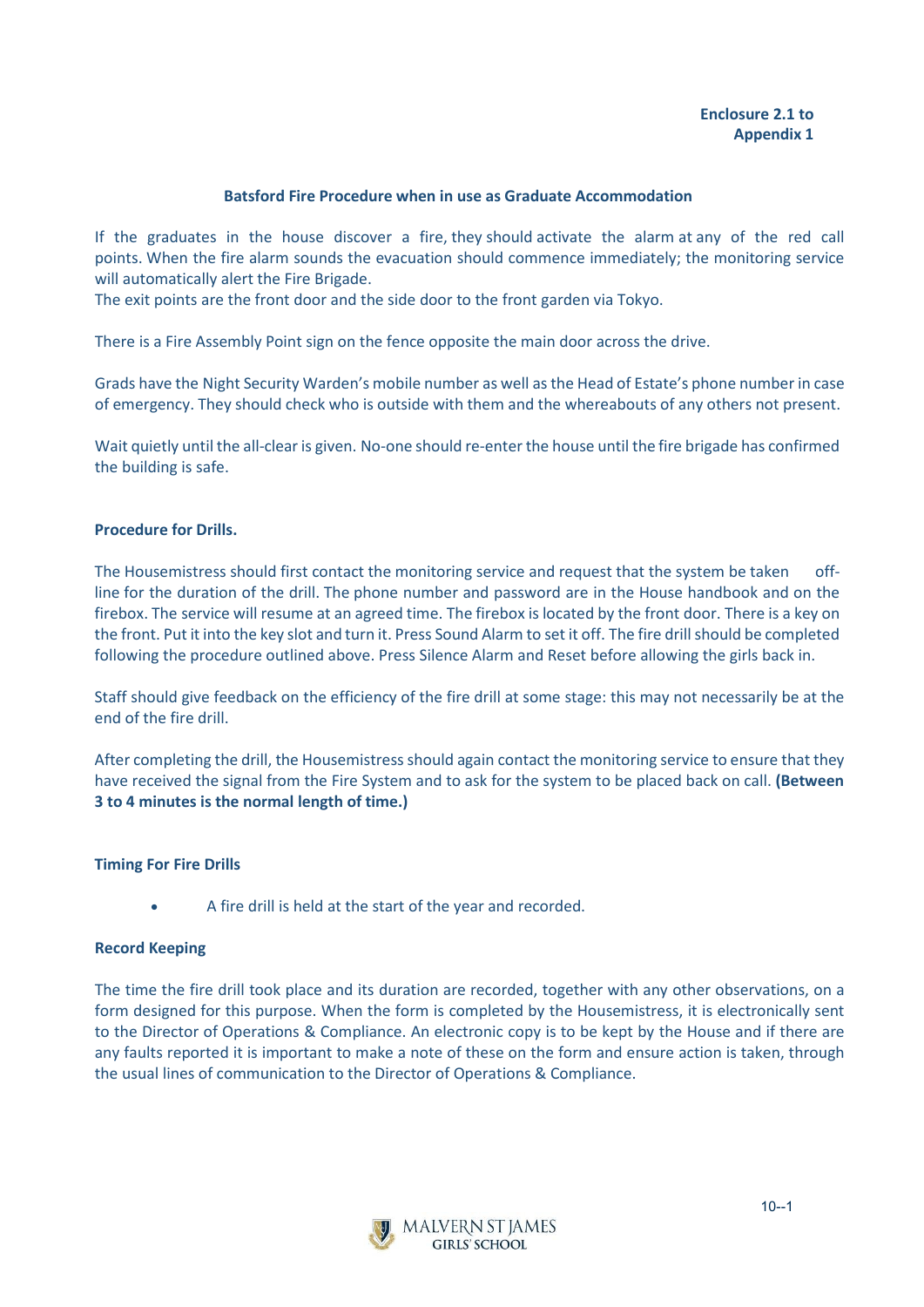**Enclosure 2.1 to Appendix 1**

## Batsford Fire Procedure when in use as Graduate Accommodation

If the graduates in the house discover a fire, they should activate the alarm at any of the red call points. When the fire alarm sounds the evacuation should commence immediately; the monitoring service will automatically alert the Fire Brigade.
The exit points are the front door and the side door to the front garden via Tokyo.

There is a Fire Assembly Point sign on the fence opposite the main door across the drive.

Grads have the Night Security Warden's mobile number as well as the Head of Estate's phone number in case of emergency. They should check who is outside with them and the whereabouts of any others not present.

Wait quietly until the all-clear is given. No-one should re-enter the house until the fire brigade has confirmed the building is safe.

### Procedure for Drills.

The Housemistress should first contact the monitoring service and request that the system be taken off-line for the duration of the drill. The phone number and password are in the House handbook and on the firebox. The service will resume at an agreed time. The firebox is located by the front door. There is a key on the front. Put it into the key slot and turn it. Press Sound Alarm to set it off. The fire drill should be completed following the procedure outlined above. Press Silence Alarm and Reset before allowing the girls back in.

Staff should give feedback on the efficiency of the fire drill at some stage: this may not necessarily be at the end of the fire drill.

After completing the drill, the Housemistress should again contact the monitoring service to ensure that they have received the signal from the Fire System and to ask for the system to be placed back on call. **(Between 3 to 4 minutes is the normal length of time.)**

### Timing For Fire Drills

- A fire drill is held at the start of the year and recorded.

### Record Keeping

The time the fire drill took place and its duration are recorded, together with any other observations, on a form designed for this purpose. When the form is completed by the Housemistress, it is electronically sent to the Director of Operations & Compliance. An electronic copy is to be kept by the House and if there are any faults reported it is important to make a note of these on the form and ensure action is taken, through the usual lines of communication to the Director of Operations & Compliance.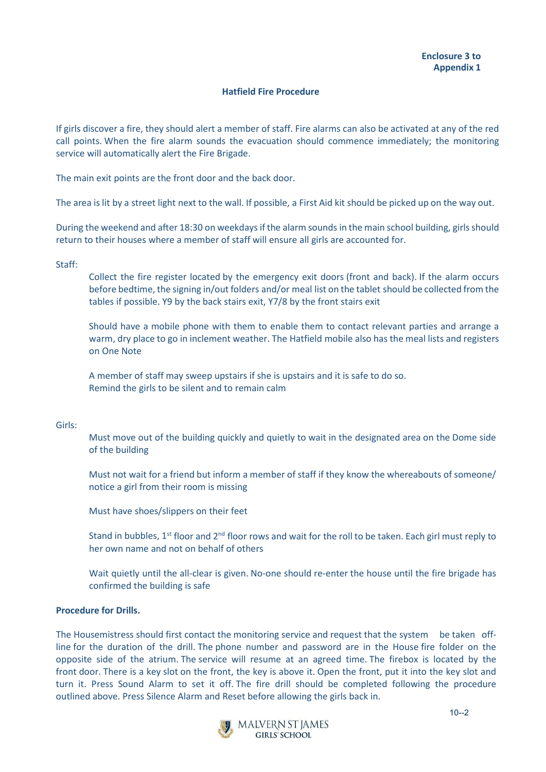**Enclosure 3 to Appendix 1**

## Hatfield Fire Procedure

If girls discover a fire, they should alert a member of staff. Fire alarms can also be activated at any of the red call points. When the fire alarm sounds the evacuation should commence immediately; the monitoring service will automatically alert the Fire Brigade.

The main exit points are the front door and the back door.

The area is lit by a street light next to the wall. If possible, a First Aid kit should be picked up on the way out.

During the weekend and after 18:30 on weekdays if the alarm sounds in the main school building, girls should return to their houses where a member of staff will ensure all girls are accounted for.

Staff:

> Collect the fire register located by the emergency exit doors (front and back). If the alarm occurs before bedtime, the signing in/out folders and/or meal list on the tablet should be collected from the tables if possible. Y9 by the back stairs exit, Y7/8 by the front stairs exit
>
> Should have a mobile phone with them to enable them to contact relevant parties and arrange a warm, dry place to go in inclement weather. The Hatfield mobile also has the meal lists and registers on One Note
>
> A member of staff may sweep upstairs if she is upstairs and it is safe to do so.
> Remind the girls to be silent and to remain calm

Girls:

> Must move out of the building quickly and quietly to wait in the designated area on the Dome side of the building
>
> Must not wait for a friend but inform a member of staff if they know the whereabouts of someone/ notice a girl from their room is missing
>
> Must have shoes/slippers on their feet
>
> Stand in bubbles, 1st floor and 2nd floor rows and wait for the roll to be taken. Each girl must reply to her own name and not on behalf of others
>
> Wait quietly until the all-clear is given. No-one should re-enter the house until the fire brigade has confirmed the building is safe

**Procedure for Drills.**

The Housemistress should first contact the monitoring service and request that the system be taken off-line for the duration of the drill. The phone number and password are in the House fire folder on the opposite side of the atrium. The service will resume at an agreed time. The firebox is located by the front door. There is a key slot on the front, the key is above it. Open the front, put it into the key slot and turn it. Press Sound Alarm to set it off. The fire drill should be completed following the procedure outlined above. Press Silence Alarm and Reset before allowing the girls back in.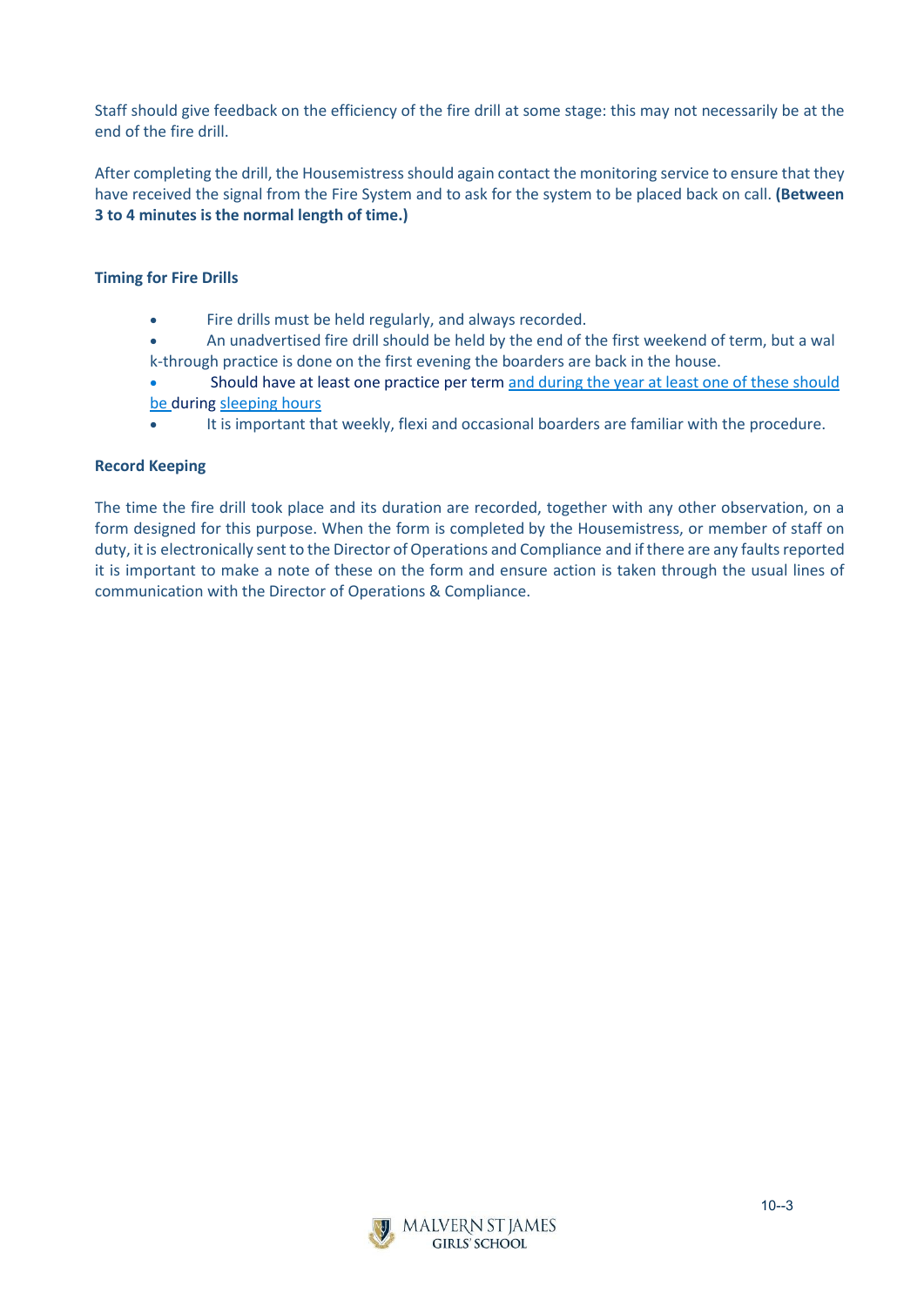Staff should give feedback on the efficiency of the fire drill at some stage: this may not necessarily be at the end of the fire drill.

After completing the drill, the Housemistress should again contact the monitoring service to ensure that they have received the signal from the Fire System and to ask for the system to be placed back on call. **(Between 3 to 4 minutes is the normal length of time.)**

**Timing for Fire Drills**

- Fire drills must be held regularly, and always recorded.
- An unadvertised fire drill should be held by the end of the first weekend of term, but a walk-through practice is done on the first evening the boarders are back in the house.
- Should have at least one practice per term and during the year at least one of these should be during sleeping hours
- It is important that weekly, flexi and occasional boarders are familiar with the procedure.

**Record Keeping**

The time the fire drill took place and its duration are recorded, together with any other observation, on a form designed for this purpose. When the form is completed by the Housemistress, or member of staff on duty, it is electronically sent to the Director of Operations and Compliance and if there are any faults reported it is important to make a note of these on the form and ensure action is taken through the usual lines of communication with the Director of Operations & Compliance.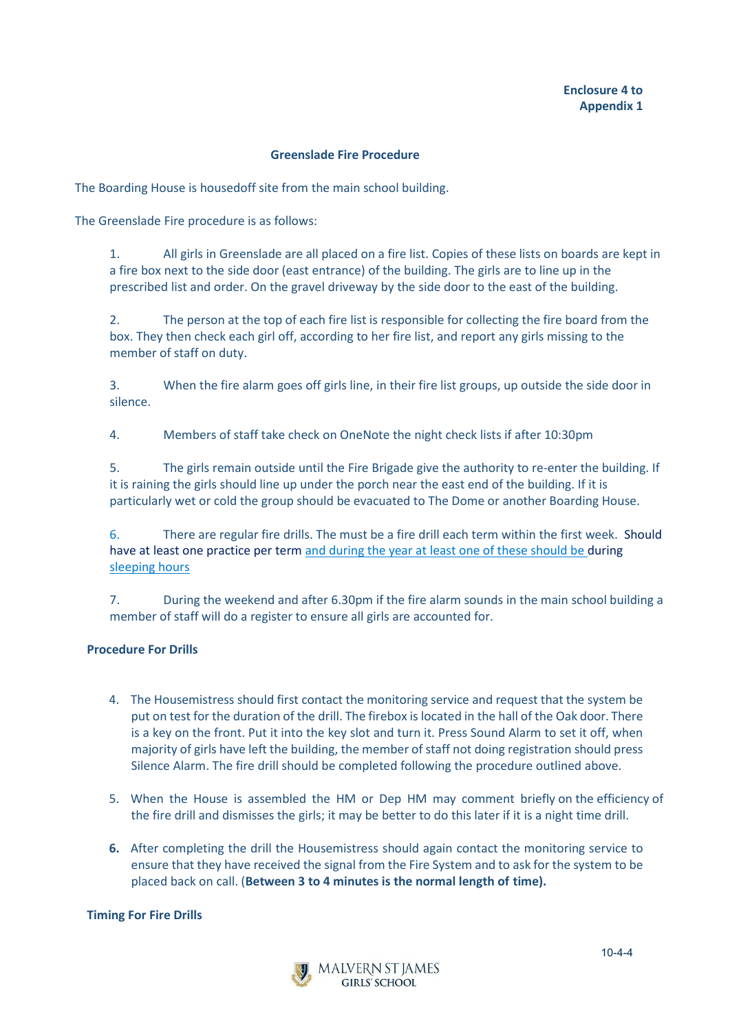**Enclosure 4 to Appendix 1**

### Greenslade Fire Procedure

The Boarding House is housedoff site from the main school building.

The Greenslade Fire procedure is as follows:

1. All girls in Greenslade are all placed on a fire list. Copies of these lists on boards are kept in a fire box next to the side door (east entrance) of the building. The girls are to line up in the prescribed list and order. On the gravel driveway by the side door to the east of the building.

2. The person at the top of each fire list is responsible for collecting the fire board from the box. They then check each girl off, according to her fire list, and report any girls missing to the member of staff on duty.

3. When the fire alarm goes off girls line, in their fire list groups, up outside the side door in silence.

4. Members of staff take check on OneNote the night check lists if after 10:30pm

5. The girls remain outside until the Fire Brigade give the authority to re-enter the building. If it is raining the girls should line up under the porch near the east end of the building. If it is particularly wet or cold the group should be evacuated to The Dome or another Boarding House.

6. There are regular fire drills. The must be a fire drill each term within the first week. Should have at least one practice per term and during the year at least one of these should be during sleeping hours

7. During the weekend and after 6.30pm if the fire alarm sounds in the main school building a member of staff will do a register to ensure all girls are accounted for.

**Procedure For Drills**

4. The Housemistress should first contact the monitoring service and request that the system be put on test for the duration of the drill. The firebox is located in the hall of the Oak door. There is a key on the front. Put it into the key slot and turn it. Press Sound Alarm to set it off, when majority of girls have left the building, the member of staff not doing registration should press Silence Alarm. The fire drill should be completed following the procedure outlined above.

5. When the House is assembled the HM or Dep HM may comment briefly on the efficiency of the fire drill and dismisses the girls; it may be better to do this later if it is a night time drill.

6. After completing the drill the Housemistress should again contact the monitoring service to ensure that they have received the signal from the Fire System and to ask for the system to be placed back on call. (**Between 3 to 4 minutes is the normal length of time).**

**Timing For Fire Drills**

10-4-4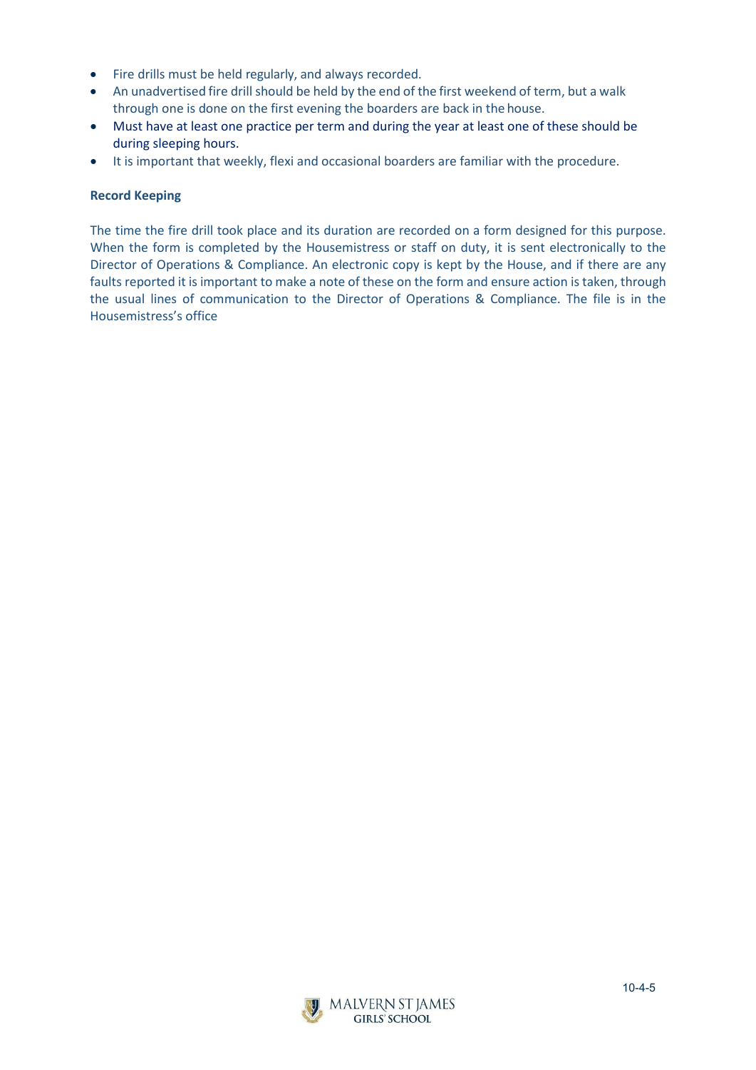- Fire drills must be held regularly, and always recorded.
- An unadvertised fire drill should be held by the end of the first weekend of term, but a walk through one is done on the first evening the boarders are back in the house.
- Must have at least one practice per term and during the year at least one of these should be during sleeping hours.
- It is important that weekly, flexi and occasional boarders are familiar with the procedure.

**Record Keeping**

The time the fire drill took place and its duration are recorded on a form designed for this purpose. When the form is completed by the Housemistress or staff on duty, it is sent electronically to the Director of Operations & Compliance. An electronic copy is kept by the House, and if there are any faults reported it is important to make a note of these on the form and ensure action is taken, through the usual lines of communication to the Director of Operations & Compliance. The file is in the Housemistress's office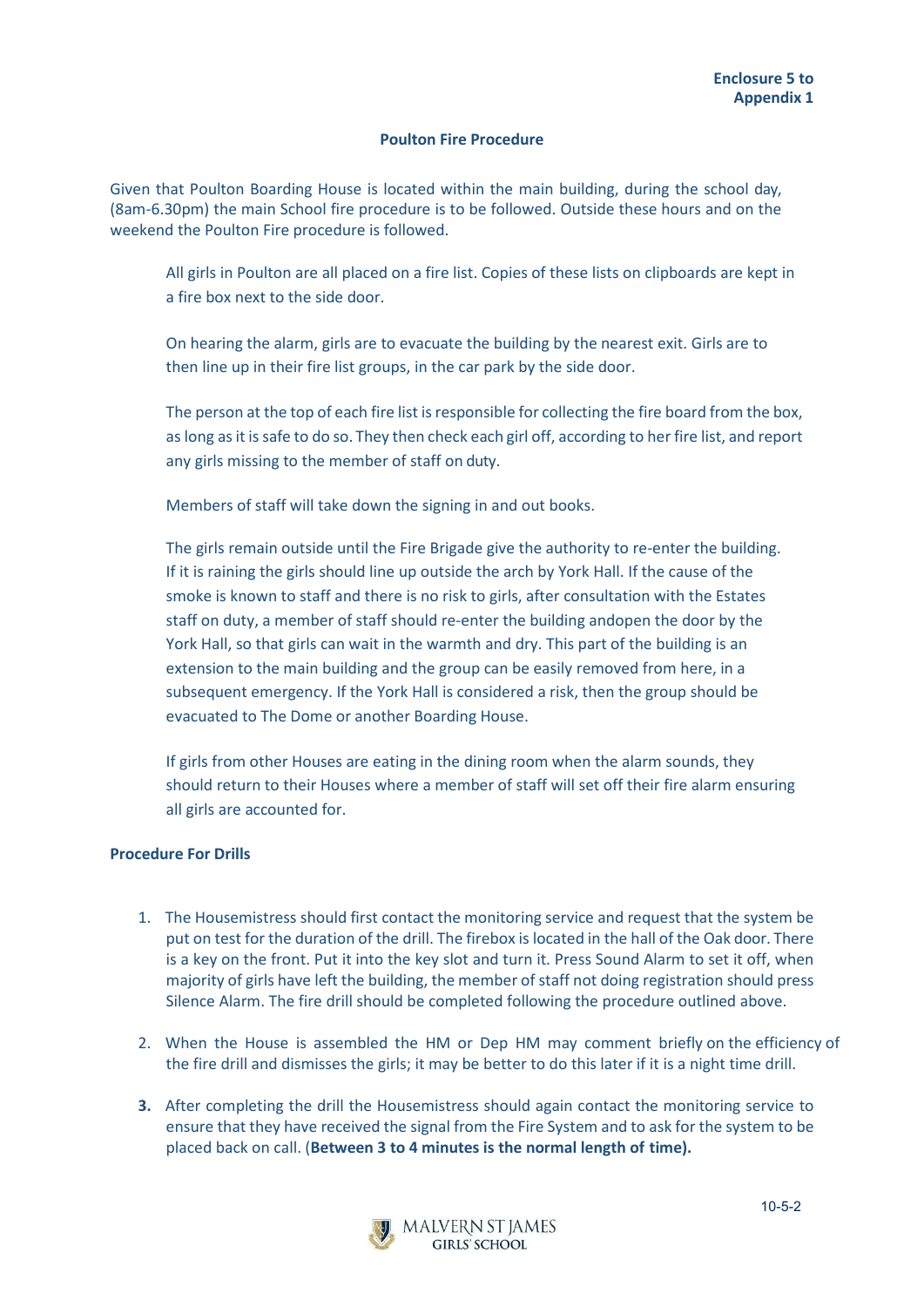**Enclosure 5 to Appendix 1**

## Poulton Fire Procedure

Given that Poulton Boarding House is located within the main building, during the school day, (8am-6.30pm) the main School fire procedure is to be followed. Outside these hours and on the weekend the Poulton Fire procedure is followed.

All girls in Poulton are all placed on a fire list. Copies of these lists on clipboards are kept in a fire box next to the side door.

On hearing the alarm, girls are to evacuate the building by the nearest exit. Girls are to then line up in their fire list groups, in the car park by the side door.

The person at the top of each fire list is responsible for collecting the fire board from the box, as long as it is safe to do so. They then check each girl off, according to her fire list, and report any girls missing to the member of staff on duty.

Members of staff will take down the signing in and out books.

The girls remain outside until the Fire Brigade give the authority to re-enter the building. If it is raining the girls should line up outside the arch by York Hall. If the cause of the smoke is known to staff and there is no risk to girls, after consultation with the Estates staff on duty, a member of staff should re-enter the building andopen the door by the York Hall, so that girls can wait in the warmth and dry. This part of the building is an extension to the main building and the group can be easily removed from here, in a subsequent emergency. If the York Hall is considered a risk, then the group should be evacuated to The Dome or another Boarding House.

If girls from other Houses are eating in the dining room when the alarm sounds, they should return to their Houses where a member of staff will set off their fire alarm ensuring all girls are accounted for.

### Procedure For Drills

1. The Housemistress should first contact the monitoring service and request that the system be put on test for the duration of the drill. The firebox is located in the hall of the Oak door. There is a key on the front. Put it into the key slot and turn it. Press Sound Alarm to set it off, when majority of girls have left the building, the member of staff not doing registration should press Silence Alarm. The fire drill should be completed following the procedure outlined above.
2. When the House is assembled the HM or Dep HM may comment briefly on the efficiency of the fire drill and dismisses the girls; it may be better to do this later if it is a night time drill.
3. After completing the drill the Housemistress should again contact the monitoring service to ensure that they have received the signal from the Fire System and to ask for the system to be placed back on call. (**Between 3 to 4 minutes is the normal length of time).**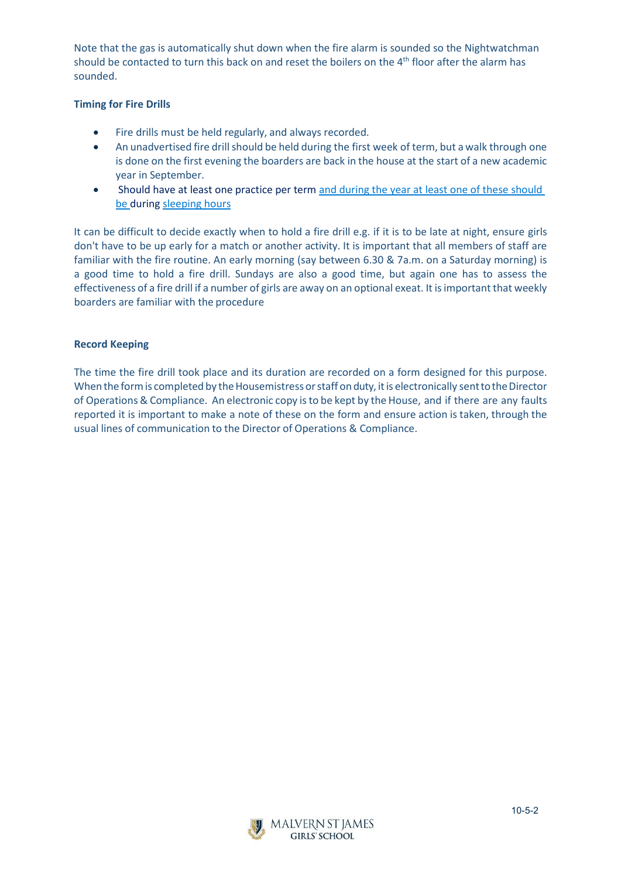Note that the gas is automatically shut down when the fire alarm is sounded so the Nightwatchman should be contacted to turn this back on and reset the boilers on the 4th floor after the alarm has sounded.

**Timing for Fire Drills**

- Fire drills must be held regularly, and always recorded.
- An unadvertised fire drill should be held during the first week of term, but a walk through one is done on the first evening the boarders are back in the house at the start of a new academic year in September.
- Should have at least one practice per term and during the year at least one of these should be during sleeping hours

It can be difficult to decide exactly when to hold a fire drill e.g. if it is to be late at night, ensure girls don't have to be up early for a match or another activity. It is important that all members of staff are familiar with the fire routine. An early morning (say between 6.30 & 7a.m. on a Saturday morning) is a good time to hold a fire drill. Sundays are also a good time, but again one has to assess the effectiveness of a fire drill if a number of girls are away on an optional exeat. It is important that weekly boarders are familiar with the procedure

**Record Keeping**

The time the fire drill took place and its duration are recorded on a form designed for this purpose. When the form is completed by the Housemistress or staff on duty, it is electronically sent to the Director of Operations & Compliance. An electronic copy is to be kept by the House, and if there are any faults reported it is important to make a note of these on the form and ensure action is taken, through the usual lines of communication to the Director of Operations & Compliance.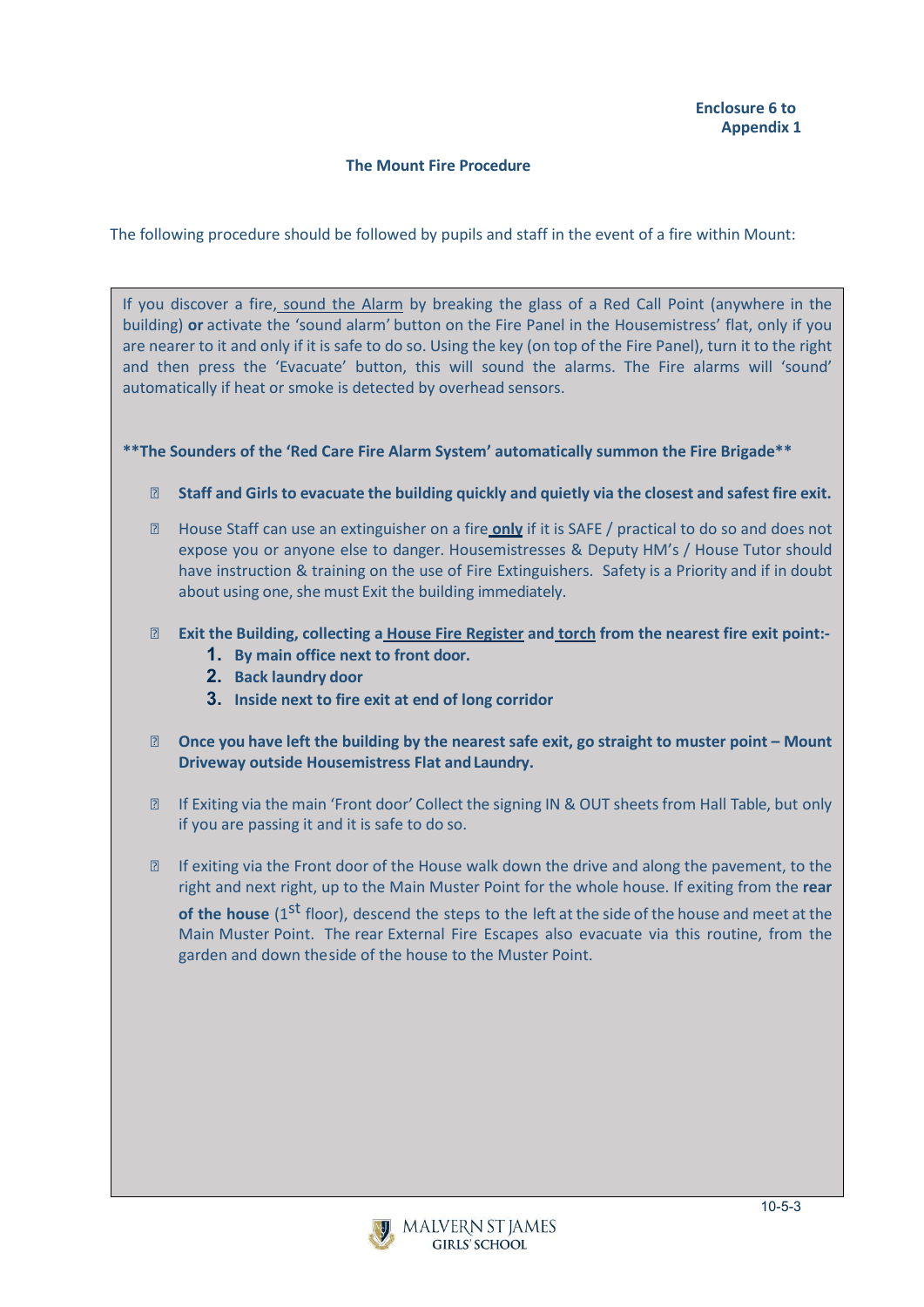**Enclosure 6 to Appendix 1**

**The Mount Fire Procedure**

The following procedure should be followed by pupils and staff in the event of a fire within Mount:

If you discover a fire, sound the Alarm by breaking the glass of a Red Call Point (anywhere in the building) **or** activate the 'sound alarm' button on the Fire Panel in the Housemistress' flat, only if you are nearer to it and only if it is safe to do so. Using the key (on top of the Fire Panel), turn it to the right and then press the 'Evacuate' button, this will sound the alarms. The Fire alarms will 'sound' automatically if heat or smoke is detected by overhead sensors.

**\*\*The Sounders of the 'Red Care Fire Alarm System' automatically summon the Fire Brigade\*\***

- **Staff and Girls to evacuate the building quickly and quietly via the closest and safest fire exit.**
- House Staff can use an extinguisher on a fire **only** if it is SAFE / practical to do so and does not expose you or anyone else to danger. Housemistresses & Deputy HM's / House Tutor should have instruction & training on the use of Fire Extinguishers. Safety is a Priority and if in doubt about using one, she must Exit the building immediately.
- **Exit the Building, collecting a House Fire Register and torch from the nearest fire exit point:-**
  1. **By main office next to front door.**
  2. **Back laundry door**
  3. **Inside next to fire exit at end of long corridor**
- **Once you have left the building by the nearest safe exit, go straight to muster point – Mount Driveway outside Housemistress Flat and Laundry.**
- If Exiting via the main 'Front door' Collect the signing IN & OUT sheets from Hall Table, but only if you are passing it and it is safe to do so.
- If exiting via the Front door of the House walk down the drive and along the pavement, to the right and next right, up to the Main Muster Point for the whole house. If exiting from the **rear of the house** (1st floor), descend the steps to the left at the side of the house and meet at the Main Muster Point. The rear External Fire Escapes also evacuate via this routine, from the garden and down the side of the house to the Muster Point.

10-5-3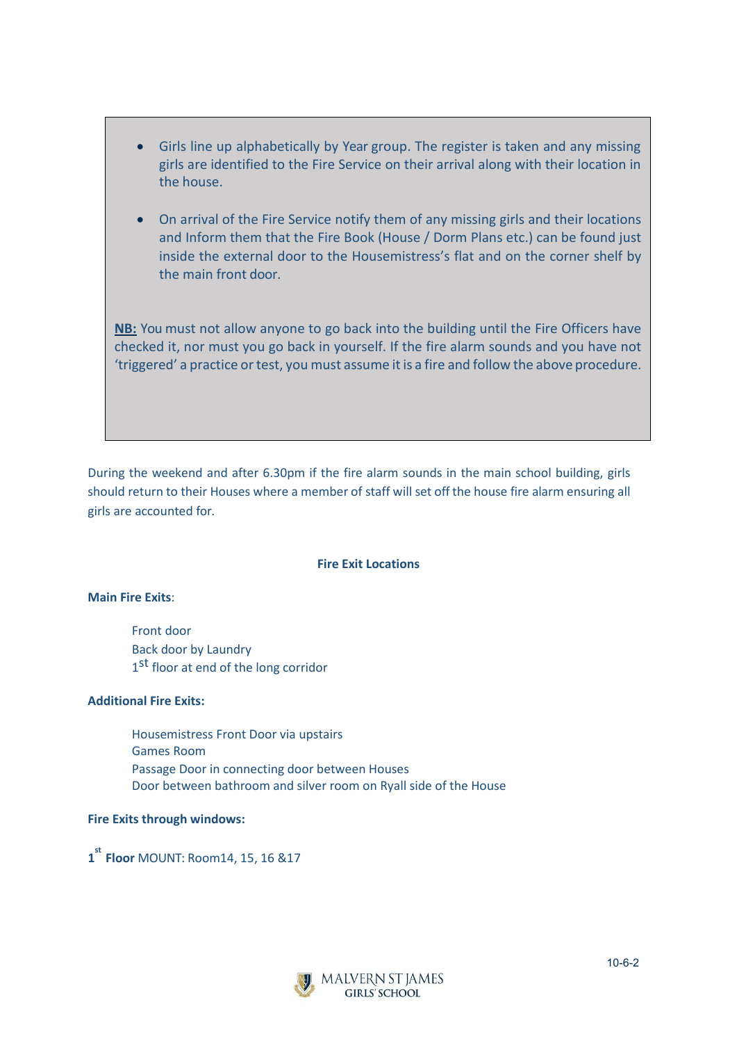- Girls line up alphabetically by Year group. The register is taken and any missing girls are identified to the Fire Service on their arrival along with their location in the house.

- On arrival of the Fire Service notify them of any missing girls and their locations and Inform them that the Fire Book (House / Dorm Plans etc.) can be found just inside the external door to the Housemistress's flat and on the corner shelf by the main front door.

**NB:** You must not allow anyone to go back into the building until the Fire Officers have checked it, nor must you go back in yourself. If the fire alarm sounds and you have not 'triggered' a practice or test, you must assume it is a fire and follow the above procedure.

During the weekend and after 6.30pm if the fire alarm sounds in the main school building, girls should return to their Houses where a member of staff will set off the house fire alarm ensuring all girls are accounted for.

**Fire Exit Locations**

**Main Fire Exits**:

Front door
Back door by Laundry
1st floor at end of the long corridor

**Additional Fire Exits:**

Housemistress Front Door via upstairs
Games Room
Passage Door in connecting door between Houses
Door between bathroom and silver room on Ryall side of the House

**Fire Exits through windows:**

**1st Floor** MOUNT: Room14, 15, 16 &17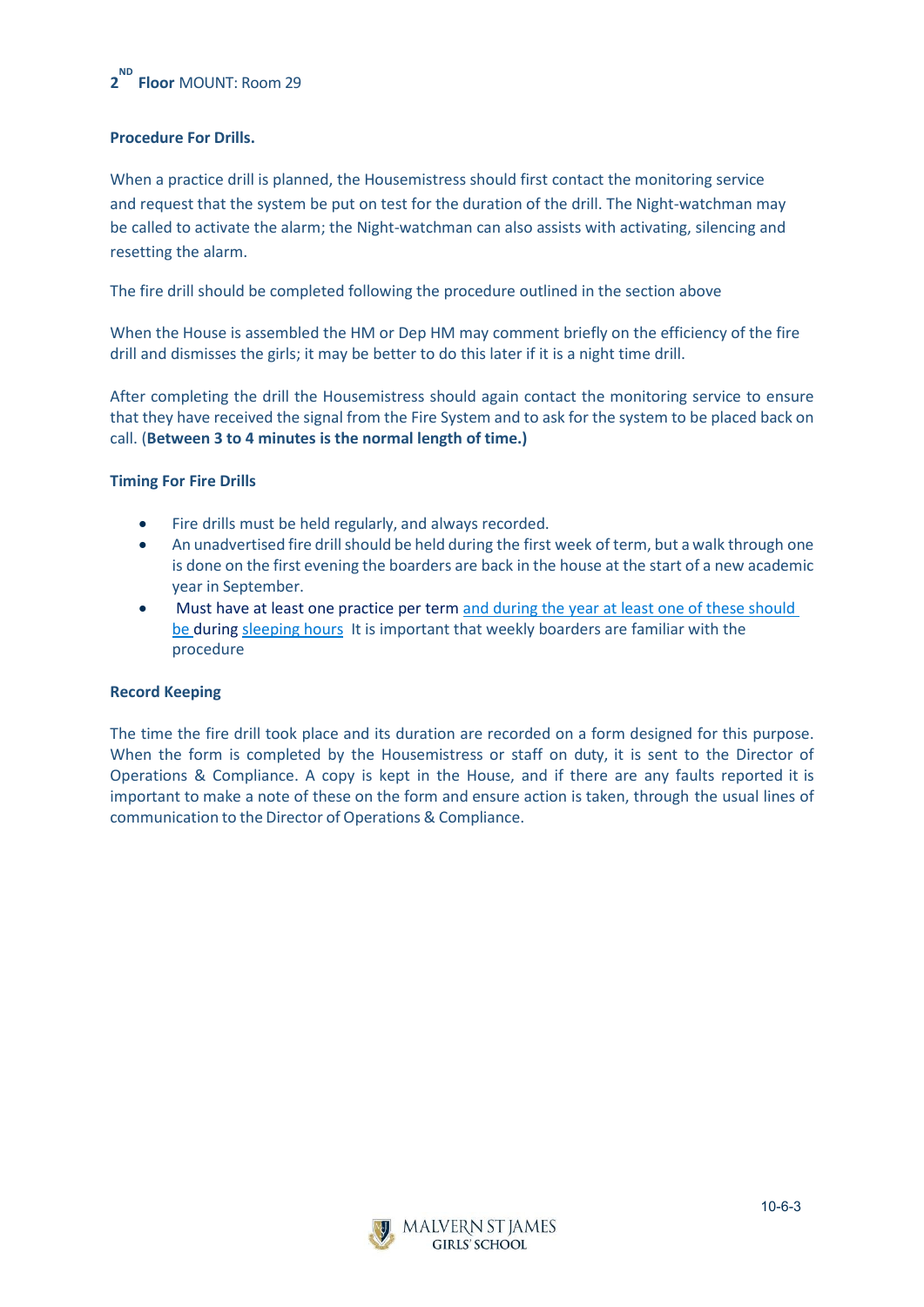2[ND] **Floor** MOUNT: Room 29

**Procedure For Drills.**

When a practice drill is planned, the Housemistress should first contact the monitoring service and request that the system be put on test for the duration of the drill. The Night-watchman may be called to activate the alarm; the Night-watchman can also assists with activating, silencing and resetting the alarm.

The fire drill should be completed following the procedure outlined in the section above

When the House is assembled the HM or Dep HM may comment briefly on the efficiency of the fire drill and dismisses the girls; it may be better to do this later if it is a night time drill.

After completing the drill the Housemistress should again contact the monitoring service to ensure that they have received the signal from the Fire System and to ask for the system to be placed back on call. (**Between 3 to 4 minutes is the normal length of time.)**

**Timing For Fire Drills**

- Fire drills must be held regularly, and always recorded.
- An unadvertised fire drill should be held during the first week of term, but a walk through one is done on the first evening the boarders are back in the house at the start of a new academic year in September.
- Must have at least one practice per term and during the year at least one of these should be during sleeping hours It is important that weekly boarders are familiar with the procedure

**Record Keeping**

The time the fire drill took place and its duration are recorded on a form designed for this purpose. When the form is completed by the Housemistress or staff on duty, it is sent to the Director of Operations & Compliance. A copy is kept in the House, and if there are any faults reported it is important to make a note of these on the form and ensure action is taken, through the usual lines of communication to the Director of Operations & Compliance.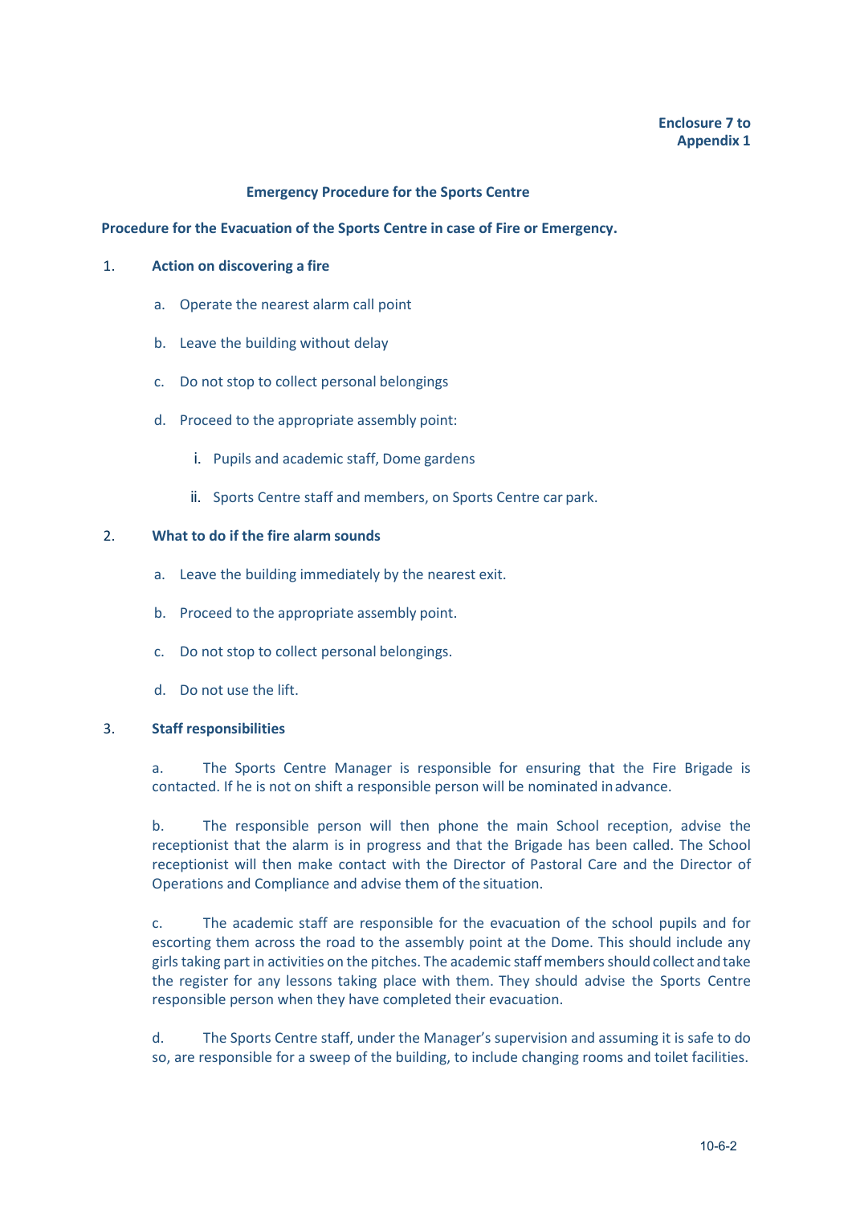**Enclosure 7 to Appendix 1**

## Emergency Procedure for the Sports Centre

**Procedure for the Evacuation of the Sports Centre in case of Fire or Emergency.**

1. **Action on discovering a fire**

   a. Operate the nearest alarm call point

   b. Leave the building without delay

   c. Do not stop to collect personal belongings

   d. Proceed to the appropriate assembly point:

      i. Pupils and academic staff, Dome gardens

      ii. Sports Centre staff and members, on Sports Centre car park.

2. **What to do if the fire alarm sounds**

   a. Leave the building immediately by the nearest exit.

   b. Proceed to the appropriate assembly point.

   c. Do not stop to collect personal belongings.

   d. Do not use the lift.

3. **Staff responsibilities**

   a. The Sports Centre Manager is responsible for ensuring that the Fire Brigade is contacted. If he is not on shift a responsible person will be nominated in advance.

   b. The responsible person will then phone the main School reception, advise the receptionist that the alarm is in progress and that the Brigade has been called. The School receptionist will then make contact with the Director of Pastoral Care and the Director of Operations and Compliance and advise them of the situation.

   c. The academic staff are responsible for the evacuation of the school pupils and for escorting them across the road to the assembly point at the Dome. This should include any girls taking part in activities on the pitches. The academic staff members should collect and take the register for any lessons taking place with them. They should advise the Sports Centre responsible person when they have completed their evacuation.

   d. The Sports Centre staff, under the Manager's supervision and assuming it is safe to do so, are responsible for a sweep of the building, to include changing rooms and toilet facilities.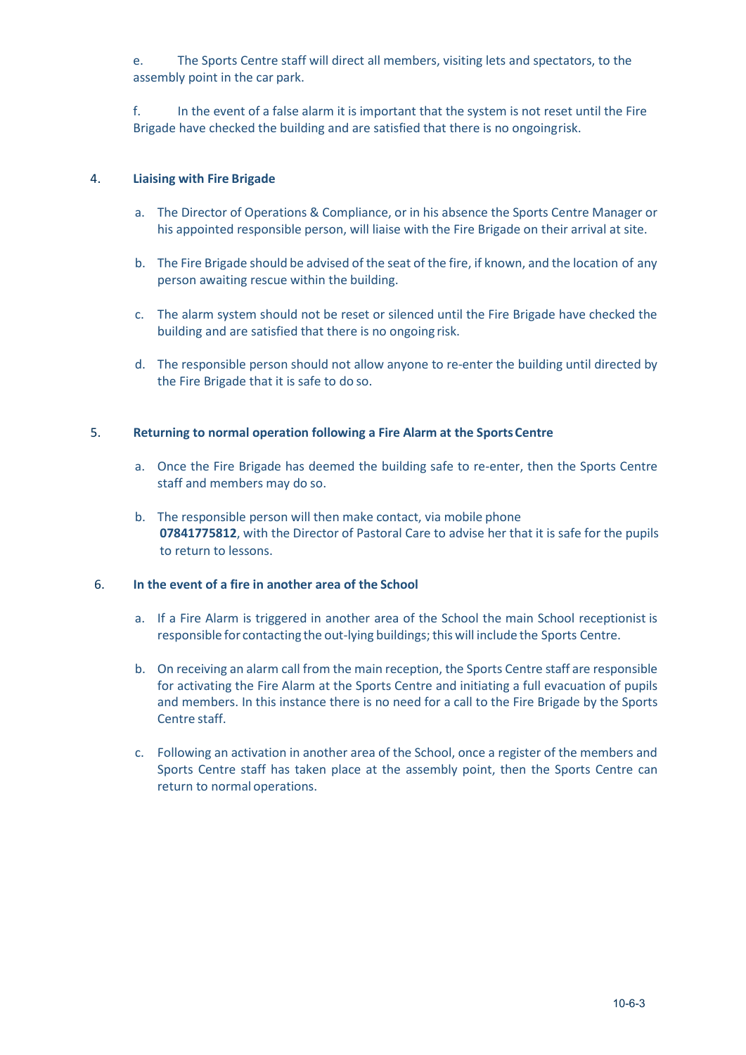e. The Sports Centre staff will direct all members, visiting lets and spectators, to the assembly point in the car park.

f. In the event of a false alarm it is important that the system is not reset until the Fire Brigade have checked the building and are satisfied that there is no ongoing risk.

## 4. Liaising with Fire Brigade

a. The Director of Operations & Compliance, or in his absence the Sports Centre Manager or his appointed responsible person, will liaise with the Fire Brigade on their arrival at site.

b. The Fire Brigade should be advised of the seat of the fire, if known, and the location of any person awaiting rescue within the building.

c. The alarm system should not be reset or silenced until the Fire Brigade have checked the building and are satisfied that there is no ongoing risk.

d. The responsible person should not allow anyone to re-enter the building until directed by the Fire Brigade that it is safe to do so.

## 5. Returning to normal operation following a Fire Alarm at the Sports Centre

a. Once the Fire Brigade has deemed the building safe to re-enter, then the Sports Centre staff and members may do so.

b. The responsible person will then make contact, via mobile phone **07841775812**, with the Director of Pastoral Care to advise her that it is safe for the pupils to return to lessons.

## 6. In the event of a fire in another area of the School

a. If a Fire Alarm is triggered in another area of the School the main School receptionist is responsible for contacting the out-lying buildings; this will include the Sports Centre.

b. On receiving an alarm call from the main reception, the Sports Centre staff are responsible for activating the Fire Alarm at the Sports Centre and initiating a full evacuation of pupils and members. In this instance there is no need for a call to the Fire Brigade by the Sports Centre staff.

c. Following an activation in another area of the School, once a register of the members and Sports Centre staff has taken place at the assembly point, then the Sports Centre can return to normal operations.